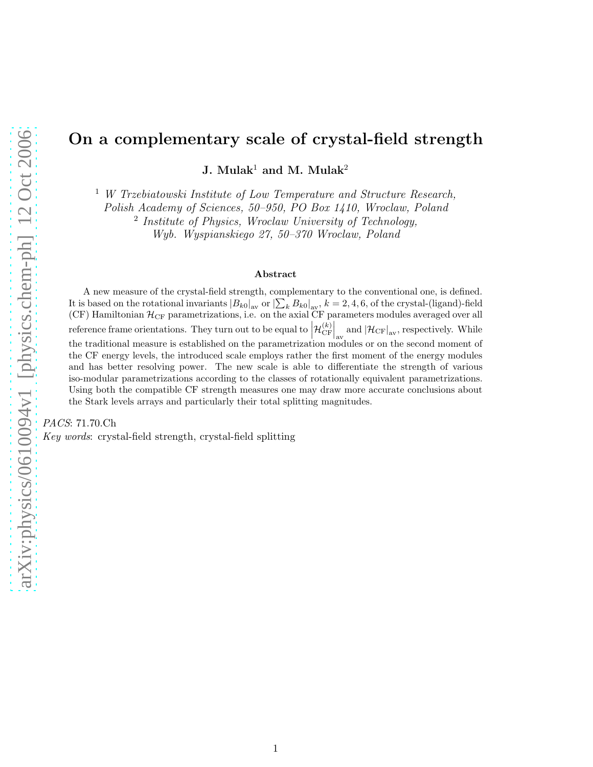# On a complementary scale of crystal-field strength

**J. Mulak[1] and M. Mulak[2]**

[1] *W Trzebiatowski Institute of Low Temperature and Structure Research, Polish Academy of Sciences, 50–950, PO Box 1410, Wroclaw, Poland*

[2] *Institute of Physics, Wroclaw University of Technology, Wyb. Wyspianskiego 27, 50–370 Wroclaw, Poland*

### Abstract

A new measure of the crystal-field strength, complementary to the conventional one, is defined. It is based on the rotational invariants $|B_{k0}|_{\rm av}$ or $\left|\sum_k B_{k0}\right|_{\rm av}$, $k = 2, 4, 6$, of the crystal-(ligand)-field (CF) Hamiltonian $\mathcal{H}_{\rm CF}$ parametrizations, i.e. on the axial CF parameters modules averaged over all reference frame orientations. They turn out to be equal to $\left|\mathcal{H}_{\rm CF}^{(k)}\right|_{\rm av}$ and $|\mathcal{H}_{\rm CF}|_{\rm av}$, respectively. While the traditional measure is established on the parametrization modules or on the second moment of the CF energy levels, the introduced scale employs rather the first moment of the energy modules and has better resolving power. The new scale is able to differentiate the strength of various iso-modular parametrizations according to the classes of rotationally equivalent parametrizations. Using both the compatible CF strength measures one may draw more accurate conclusions about the Stark levels arrays and particularly their total splitting magnitudes.

*PACS*: 71.70.Ch

*Key words*: crystal-field strength, crystal-field splitting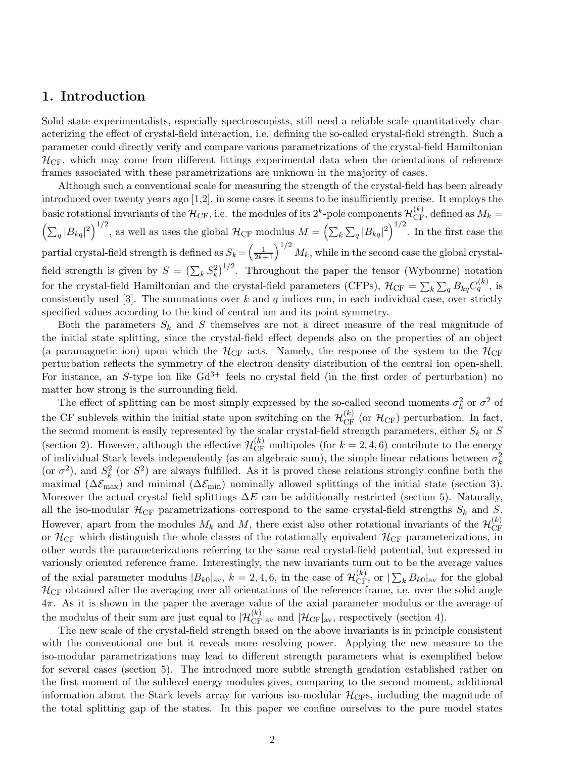# 1. Introduction

Solid state experimentalists, especially spectroscopists, still need a reliable scale quantitatively characterizing the effect of crystal-field interaction, i.e. defining the so-called crystal-field strength. Such a parameter could directly verify and compare various parametrizations of the crystal-field Hamiltonian $\mathcal{H}_{\rm CF}$, which may come from different fittings experimental data when the orientations of reference frames associated with these parametrizations are unknown in the majority of cases.

Although such a conventional scale for measuring the strength of the crystal-field has been already introduced over twenty years ago [1,2], in some cases it seems to be insufficiently precise. It employs the basic rotational invariants of the $\mathcal{H}_{\rm CF}$, i.e. the modules of its $2^k$-pole components $\mathcal{H}_{\rm CF}^{(k)}$, defined as $M_k = \left(\sum_q |B_{kq}|^2\right)^{1/2}$, as well as uses the global $\mathcal{H}_{\rm CF}$ modulus $M = \left(\sum_k \sum_q |B_{kq}|^2\right)^{1/2}$. In the first case the partial crystal-field strength is defined as $S_k = \left(\frac{1}{2k+1}\right)^{1/2} M_k$, while in the second case the global crystal-field strength is given by $S = \left(\sum_k S_k^2\right)^{1/2}$. Throughout the paper the tensor (Wybourne) notation for the crystal-field Hamiltonian and the crystal-field parameters (CFPs), $\mathcal{H}_{\rm CF} = \sum_k \sum_q B_{kq} C_q^{(k)}$, is consistently used [3]. The summations over $k$ and $q$ indices run, in each individual case, over strictly specified values according to the kind of central ion and its point symmetry.

Both the parameters $S_k$ and $S$ themselves are not a direct measure of the real magnitude of the initial state splitting, since the crystal-field effect depends also on the properties of an object (a paramagnetic ion) upon which the $\mathcal{H}_{\rm CF}$ acts. Namely, the response of the system to the $\mathcal{H}_{\rm CF}$ perturbation reflects the symmetry of the electron density distribution of the central ion open-shell. For instance, an $S$-type ion like $Gd^{3+}$ feels no crystal field (in the first order of perturbation) no matter how strong is the surrounding field.

The effect of splitting can be most simply expressed by the so-called second moments $\sigma_k^2$ or $\sigma^2$ of the CF sublevels within the initial state upon switching on the $\mathcal{H}_{\rm CF}^{(k)}$ (or $\mathcal{H}_{\rm CF}$) perturbation. In fact, the second moment is easily represented by the scalar crystal-field strength parameters, either $S_k$ or $S$ (section 2). However, although the effective $\mathcal{H}_{\rm CF}^{(k)}$ multipoles (for $k = 2, 4, 6$) contribute to the energy of individual Stark levels independently (as an algebraic sum), the simple linear relations between $\sigma_k^2$ (or $\sigma^2$), and $S_k^2$ (or $S^2$) are always fulfilled. As it is proved these relations strongly confine both the maximal ($\Delta\mathcal{E}_{\rm max}$) and minimal ($\Delta\mathcal{E}_{\rm min}$) nominally allowed splittings of the initial state (section 3). Moreover the actual crystal field splittings $\Delta E$ can be additionally restricted (section 5). Naturally, all the iso-modular $\mathcal{H}_{\rm CF}$ parametrizations correspond to the same crystal-field strengths $S_k$ and $S$. However, apart from the modules $M_k$ and $M$, there exist also other rotational invariants of the $\mathcal{H}_{\rm CF}^{(k)}$ or $\mathcal{H}_{\rm CF}$ which distinguish the whole classes of the rotationally equivalent $\mathcal{H}_{\rm CF}$ parameterizations, in other words the parameterizations referring to the same real crystal-field potential, but expressed in variously oriented reference frame. Interestingly, the new invariants turn out to be the average values of the axial parameter modulus $|B_{k0}|_{\rm av}$, $k = 2, 4, 6$, in the case of $\mathcal{H}_{\rm CF}^{(k)}$, or $|\sum_k B_{k0}|_{\rm av}$ for the global $\mathcal{H}_{\rm CF}$ obtained after the averaging over all orientations of the reference frame, i.e. over the solid angle $4\pi$. As it is shown in the paper the average value of the axial parameter modulus or the average of the modulus of their sum are just equal to $|\mathcal{H}_{\rm CF}^{(k)}|_{\rm av}$ and $|\mathcal{H}_{\rm CF}|_{\rm av}$, respectively (section 4).

The new scale of the crystal-field strength based on the above invariants is in principle consistent with the conventional one but it reveals more resolving power. Applying the new measure to the iso-modular parametrizations may lead to different strength parameters what is exemplified below for several cases (section 5). The introduced more subtle strength gradation established rather on the first moment of the sublevel energy modules gives, comparing to the second moment, additional information about the Stark levels array for various iso-modular $\mathcal{H}_{\rm CF}$s, including the magnitude of the total splitting gap of the states. In this paper we confine ourselves to the pure model states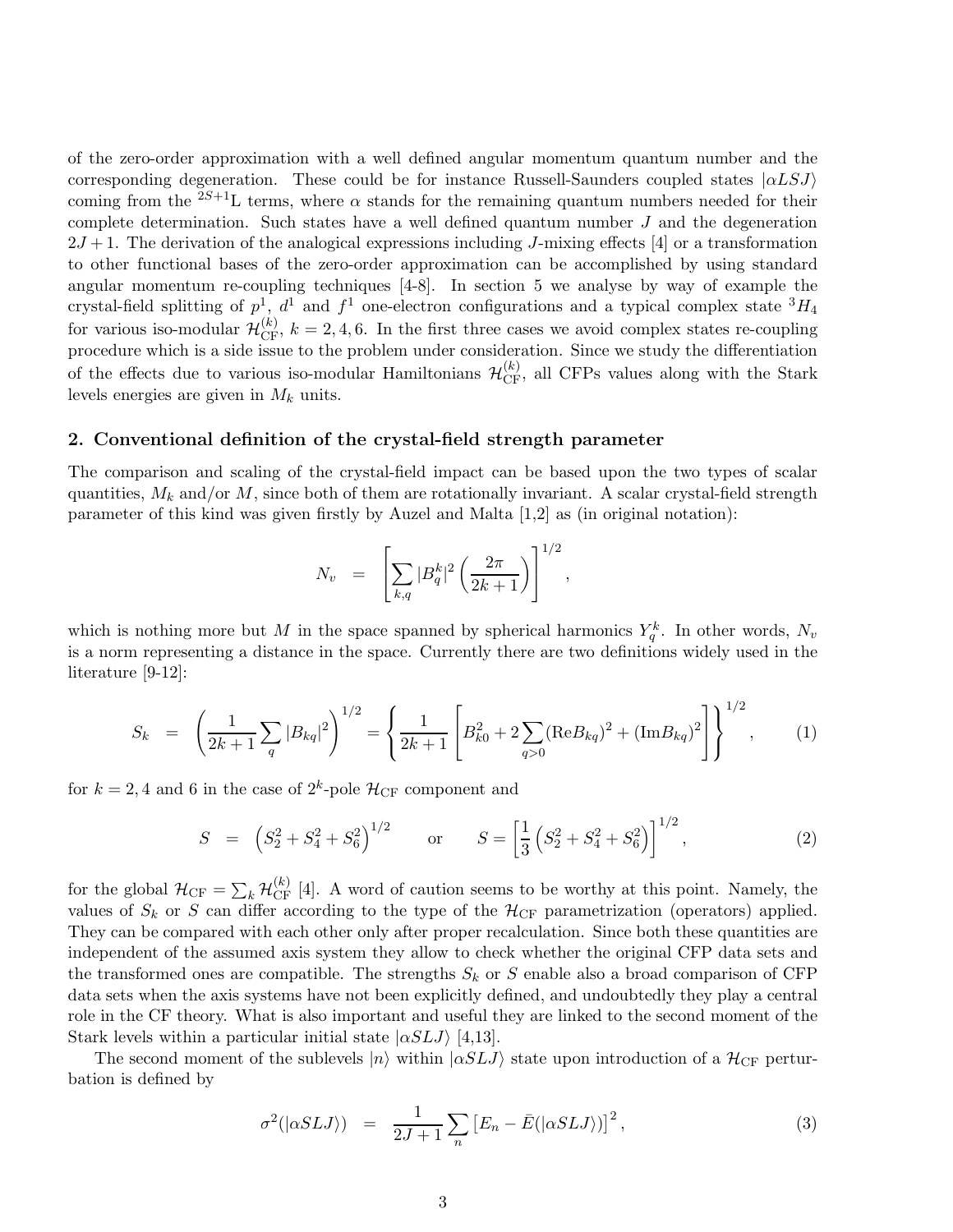of the zero-order approximation with a well defined angular momentum quantum number and the corresponding degeneration. These could be for instance Russell-Saunders coupled states $|\alpha LSJ\rangle$ coming from the ${}^{2S+1}\mathrm{L}$ terms, where $\alpha$ stands for the remaining quantum numbers needed for their complete determination. Such states have a well defined quantum number $J$ and the degeneration $2J+1$. The derivation of the analogical expressions including $J$-mixing effects [4] or a transformation to other functional bases of the zero-order approximation can be accomplished by using standard angular momentum re-coupling techniques [4-8]. In section 5 we analyse by way of example the crystal-field splitting of $p^1$, $d^1$ and $f^1$ one-electron configurations and a typical complex state ${}^3H_4$ for various iso-modular $\mathcal{H}_{\mathrm{CF}}^{(k)}$, $k=2,4,6$. In the first three cases we avoid complex states re-coupling procedure which is a side issue to the problem under consideration. Since we study the differentiation of the effects due to various iso-modular Hamiltonians $\mathcal{H}_{\mathrm{CF}}^{(k)}$, all CFPs values along with the Stark levels energies are given in $M_k$ units.

## 2. Conventional definition of the crystal-field strength parameter

The comparison and scaling of the crystal-field impact can be based upon the two types of scalar quantities, $M_k$ and/or $M$, since both of them are rotationally invariant. A scalar crystal-field strength parameter of this kind was given firstly by Auzel and Malta [1,2] as (in original notation):

$$N_v \;=\; \left[\sum_{k,q} |B_q^k|^2 \left(\frac{2\pi}{2k+1}\right)\right]^{1/2},$$

which is nothing more but $M$ in the space spanned by spherical harmonics $Y_q^k$. In other words, $N_v$ is a norm representing a distance in the space. Currently there are two definitions widely used in the literature [9-12]:

$$S_k \;=\; \left(\frac{1}{2k+1}\sum_q |B_{kq}|^2\right)^{1/2} = \left\{\frac{1}{2k+1}\left[B_{k0}^2 + 2\sum_{q>0}(\mathrm{Re}B_{kq})^2 + (\mathrm{Im}B_{kq})^2\right]\right\}^{1/2}, \tag{1}$$

for $k=2,4$ and $6$ in the case of $2^k$-pole $\mathcal{H}_{\mathrm{CF}}$ component and

$$S \;=\; \left(S_2^2+S_4^2+S_6^2\right)^{1/2} \qquad \text{or} \qquad S = \left[\frac{1}{3}\left(S_2^2+S_4^2+S_6^2\right)\right]^{1/2}, \tag{2}$$

for the global $\mathcal{H}_{\mathrm{CF}} = \sum_k \mathcal{H}_{\mathrm{CF}}^{(k)}$ [4]. A word of caution seems to be worthy at this point. Namely, the values of $S_k$ or $S$ can differ according to the type of the $\mathcal{H}_{\mathrm{CF}}$ parametrization (operators) applied. They can be compared with each other only after proper recalculation. Since both these quantities are independent of the assumed axis system they allow to check whether the original CFP data sets and the transformed ones are compatible. The strengths $S_k$ or $S$ enable also a broad comparison of CFP data sets when the axis systems have not been explicitly defined, and undoubtedly they play a central role in the CF theory. What is also important and useful they are linked to the second moment of the Stark levels within a particular initial state $|\alpha SLJ\rangle$ [4,13].

The second moment of the sublevels $|n\rangle$ within $|\alpha SLJ\rangle$ state upon introduction of a $\mathcal{H}_{\mathrm{CF}}$ perturbation is defined by

$$\sigma^2(|\alpha SLJ\rangle) \;=\; \frac{1}{2J+1}\sum_n \left[E_n - \bar{E}(|\alpha SLJ\rangle)\right]^2, \tag{3}$$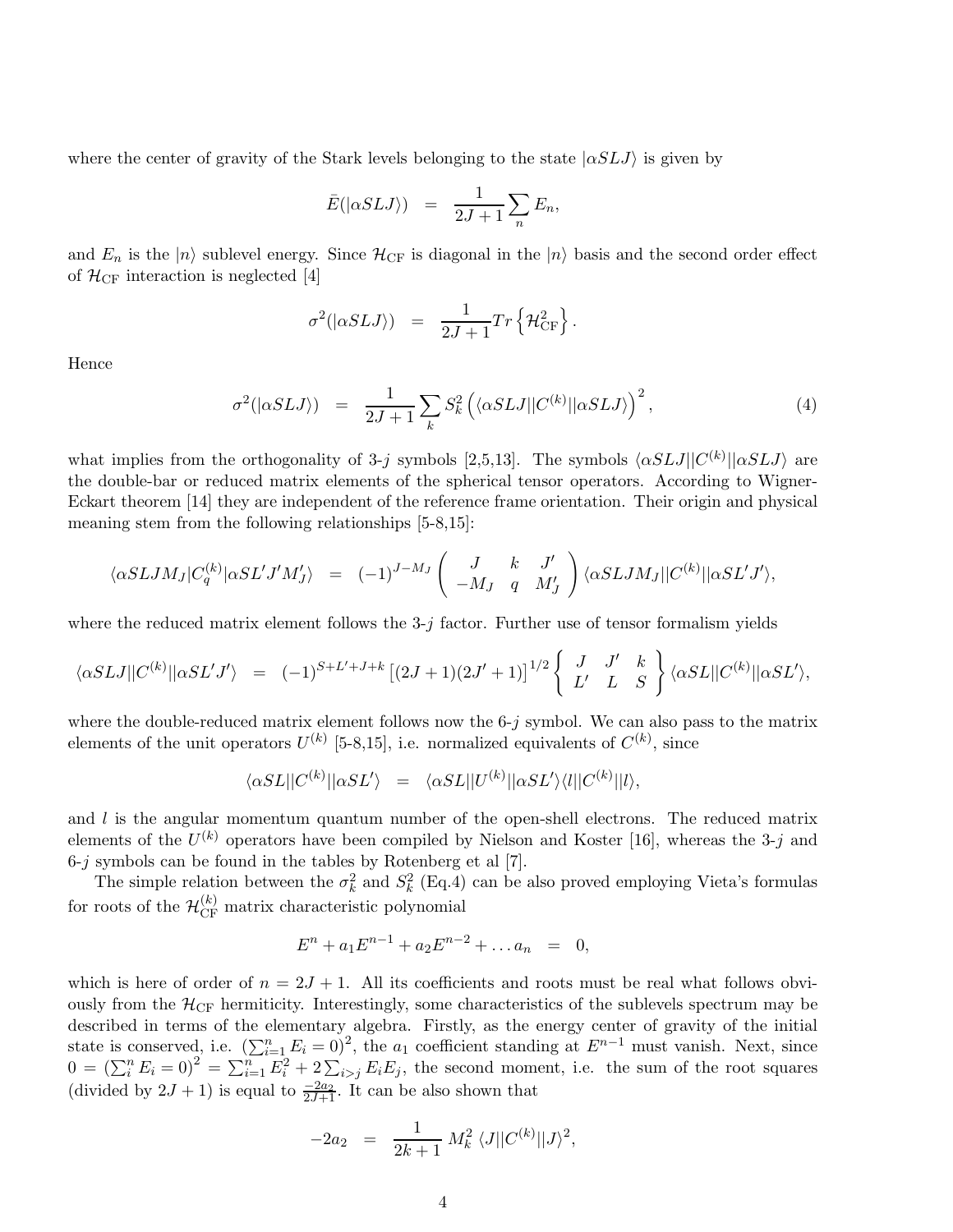where the center of gravity of the Stark levels belonging to the state $|\alpha SLJ\rangle$ is given by

$$\bar{E}(|\alpha SLJ\rangle) \;=\; \frac{1}{2J+1}\sum_n E_n,$$

and $E_n$ is the $|n\rangle$ sublevel energy. Since $\mathcal{H}_{\rm CF}$ is diagonal in the $|n\rangle$ basis and the second order effect of $\mathcal{H}_{\rm CF}$ interaction is neglected [4]

$$\sigma^2(|\alpha SLJ\rangle) \;=\; \frac{1}{2J+1} Tr\left\{\mathcal{H}^2_{\rm CF}\right\}.$$

Hence

$$\sigma^2(|\alpha SLJ\rangle) \;=\; \frac{1}{2J+1}\sum_k S_k^2\left(\langle \alpha SLJ||C^{(k)}||\alpha SLJ\rangle\right)^2, \tag{4}$$

what implies from the orthogonality of 3-$j$ symbols [2,5,13]. The symbols $\langle \alpha SLJ||C^{(k)}||\alpha SLJ\rangle$ are the double-bar or reduced matrix elements of the spherical tensor operators. According to Wigner-Eckart theorem [14] they are independent of the reference frame orientation. Their origin and physical meaning stem from the following relationships [5-8,15]:

$$\langle \alpha SLJM_J|C_q^{(k)}|\alpha SL'J'M_J'\rangle \;=\; (-1)^{J-M_J}\begin{pmatrix} J & k & J' \\ -M_J & q & M_J' \end{pmatrix}\langle \alpha SLJM_J||C^{(k)}||\alpha SL'J'\rangle,$$

where the reduced matrix element follows the 3-$j$ factor. Further use of tensor formalism yields

$$\langle \alpha SLJ||C^{(k)}||\alpha SL'J'\rangle \;=\; (-1)^{S+L'+J+k}\left[(2J+1)(2J'+1)\right]^{1/2}\begin{Bmatrix} J & J' & k \\ L' & L & S \end{Bmatrix}\langle \alpha SL||C^{(k)}||\alpha SL'\rangle,$$

where the double-reduced matrix element follows now the 6-$j$ symbol. We can also pass to the matrix elements of the unit operators $U^{(k)}$ [5-8,15], i.e. normalized equivalents of $C^{(k)}$, since

$$\langle \alpha SL||C^{(k)}||\alpha SL'\rangle \;=\; \langle \alpha SL||U^{(k)}||\alpha SL'\rangle\langle l||C^{(k)}||l\rangle,$$

and $l$ is the angular momentum quantum number of the open-shell electrons. The reduced matrix elements of the $U^{(k)}$ operators have been compiled by Nielson and Koster [16], whereas the 3-$j$ and 6-$j$ symbols can be found in the tables by Rotenberg et al [7].

The simple relation between the $\sigma_k^2$ and $S_k^2$ (Eq.4) can be also proved employing Vieta's formulas for roots of the $\mathcal{H}_{\rm CF}^{(k)}$ matrix characteristic polynomial

$$E^n + a_1E^{n-1} + a_2E^{n-2} + \ldots a_n \;=\; 0,$$

which is here of order of $n = 2J+1$. All its coefficients and roots must be real what follows obviously from the $\mathcal{H}_{\rm CF}$ hermiticity. Interestingly, some characteristics of the sublevels spectrum may be described in terms of the elementary algebra. Firstly, as the energy center of gravity of the initial state is conserved, i.e. $(\sum_{i=1}^n E_i = 0)^2$, the $a_1$ coefficient standing at $E^{n-1}$ must vanish. Next, since $0 = \left(\sum_i^n E_i = 0\right)^2 = \sum_{i=1}^n E_i^2 + 2\sum_{i>j}E_iE_j$, the second moment, i.e. the sum of the root squares (divided by $2J+1$) is equal to $\frac{-2a_2}{2J+1}$. It can be also shown that

$$-2a_2 \;=\; \frac{1}{2k+1}\, M_k^2\, \langle J||C^{(k)}||J\rangle^2,$$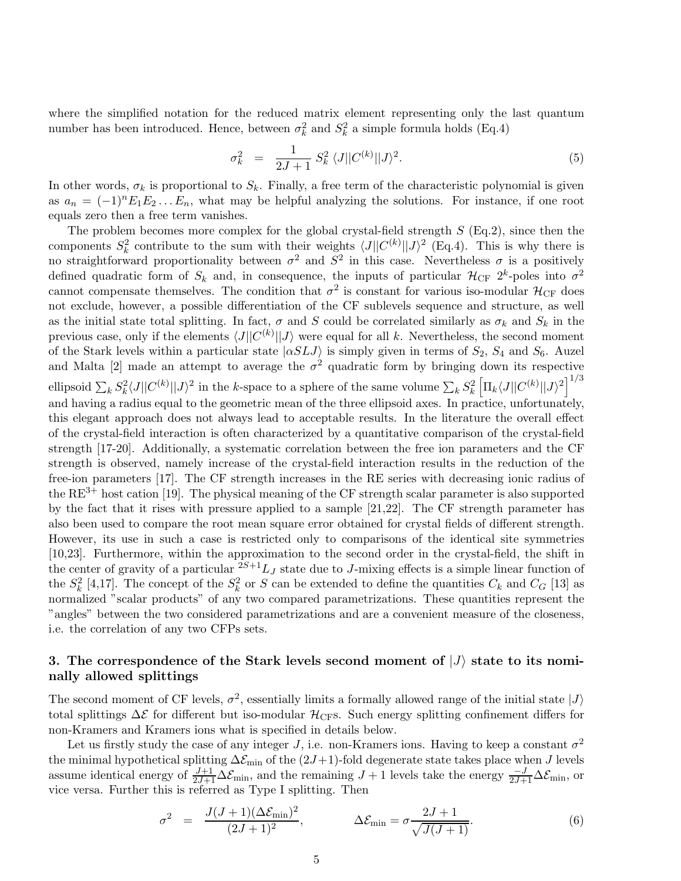where the simplified notation for the reduced matrix element representing only the last quantum number has been introduced. Hence, between $\sigma_k^2$ and $S_k^2$ a simple formula holds (Eq.4)

$$\sigma_k^2 \;=\; \frac{1}{2J+1}\, S_k^2 \, \langle J||C^{(k)}||J\rangle^2. \tag{5}$$

In other words, $\sigma_k$ is proportional to $S_k$. Finally, a free term of the characteristic polynomial is given as $a_n = (-1)^n E_1 E_2 \ldots E_n$, what may be helpful analyzing the solutions. For instance, if one root equals zero then a free term vanishes.

The problem becomes more complex for the global crystal-field strength $S$ (Eq.2), since then the components $S_k^2$ contribute to the sum with their weights $\langle J||C^{(k)}||J\rangle^2$ (Eq.4). This is why there is no straightforward proportionality between $\sigma^2$ and $S^2$ in this case. Nevertheless $\sigma$ is a positively defined quadratic form of $S_k$ and, in consequence, the inputs of particular $\mathcal{H}_{\rm CF}$ $2^k$-poles into $\sigma^2$ cannot compensate themselves. The condition that $\sigma^2$ is constant for various iso-modular $\mathcal{H}_{\rm CF}$ does not exclude, however, a possible differentiation of the CF sublevels sequence and structure, as well as the initial state total splitting. In fact, $\sigma$ and $S$ could be correlated similarly as $\sigma_k$ and $S_k$ in the previous case, only if the elements $\langle J||C^{(k)}||J\rangle$ were equal for all $k$. Nevertheless, the second moment of the Stark levels within a particular state $|\alpha SLJ\rangle$ is simply given in terms of $S_2$, $S_4$ and $S_6$. Auzel and Malta [2] made an attempt to average the $\sigma^2$ quadratic form by bringing down its respective ellipsoid $\sum_k S_k^2 \langle J||C^{(k)}||J\rangle^2$ in the $k$-space to a sphere of the same volume $\sum_k S_k^2 \left[\Pi_k \langle J||C^{(k)}||J\rangle^2\right]^{1/3}$ and having a radius equal to the geometric mean of the three ellipsoid axes. In practice, unfortunately, this elegant approach does not always lead to acceptable results. In the literature the overall effect of the crystal-field interaction is often characterized by a quantitative comparison of the crystal-field strength [17-20]. Additionally, a systematic correlation between the free ion parameters and the CF strength is observed, namely increase of the crystal-field interaction results in the reduction of the free-ion parameters [17]. The CF strength increases in the RE series with decreasing ionic radius of the $RE^{3+}$ host cation [19]. The physical meaning of the CF strength scalar parameter is also supported by the fact that it rises with pressure applied to a sample [21,22]. The CF strength parameter has also been used to compare the root mean square error obtained for crystal fields of different strength. However, its use in such a case is restricted only to comparisons of the identical site symmetries [10,23]. Furthermore, within the approximation to the second order in the crystal-field, the shift in the center of gravity of a particular ${}^{2S+1}L_J$ state due to $J$-mixing effects is a simple linear function of the $S_k^2$ [4,17]. The concept of the $S_k^2$ or $S$ can be extended to define the quantities $C_k$ and $C_G$ [13] as normalized "scalar products" of any two compared parametrizations. These quantities represent the "angles" between the two considered parametrizations and are a convenient measure of the closeness, i.e. the correlation of any two CFPs sets.

## 3. The correspondence of the Stark levels second moment of $|J\rangle$ state to its nominally allowed splittings

The second moment of CF levels, $\sigma^2$, essentially limits a formally allowed range of the initial state $|J\rangle$ total splittings $\Delta\mathcal{E}$ for different but iso-modular $\mathcal{H}_{\rm CF}$s. Such energy splitting confinement differs for non-Kramers and Kramers ions what is specified in details below.

Let us firstly study the case of any integer $J$, i.e. non-Kramers ions. Having to keep a constant $\sigma^2$ the minimal hypothetical splitting $\Delta\mathcal{E}_{\min}$ of the $(2J+1)$-fold degenerate state takes place when $J$ levels assume identical energy of $\frac{J+1}{2J+1}\Delta\mathcal{E}_{\min}$, and the remaining $J+1$ levels take the energy $\frac{-J}{2J+1}\Delta\mathcal{E}_{\min}$, or vice versa. Further this is referred as Type I splitting. Then

$$\sigma^2 \;=\; \frac{J(J+1)(\Delta\mathcal{E}_{\min})^2}{(2J+1)^2}, \qquad\qquad \Delta\mathcal{E}_{\min} = \sigma\frac{2J+1}{\sqrt{J(J+1)}}. \tag{6}$$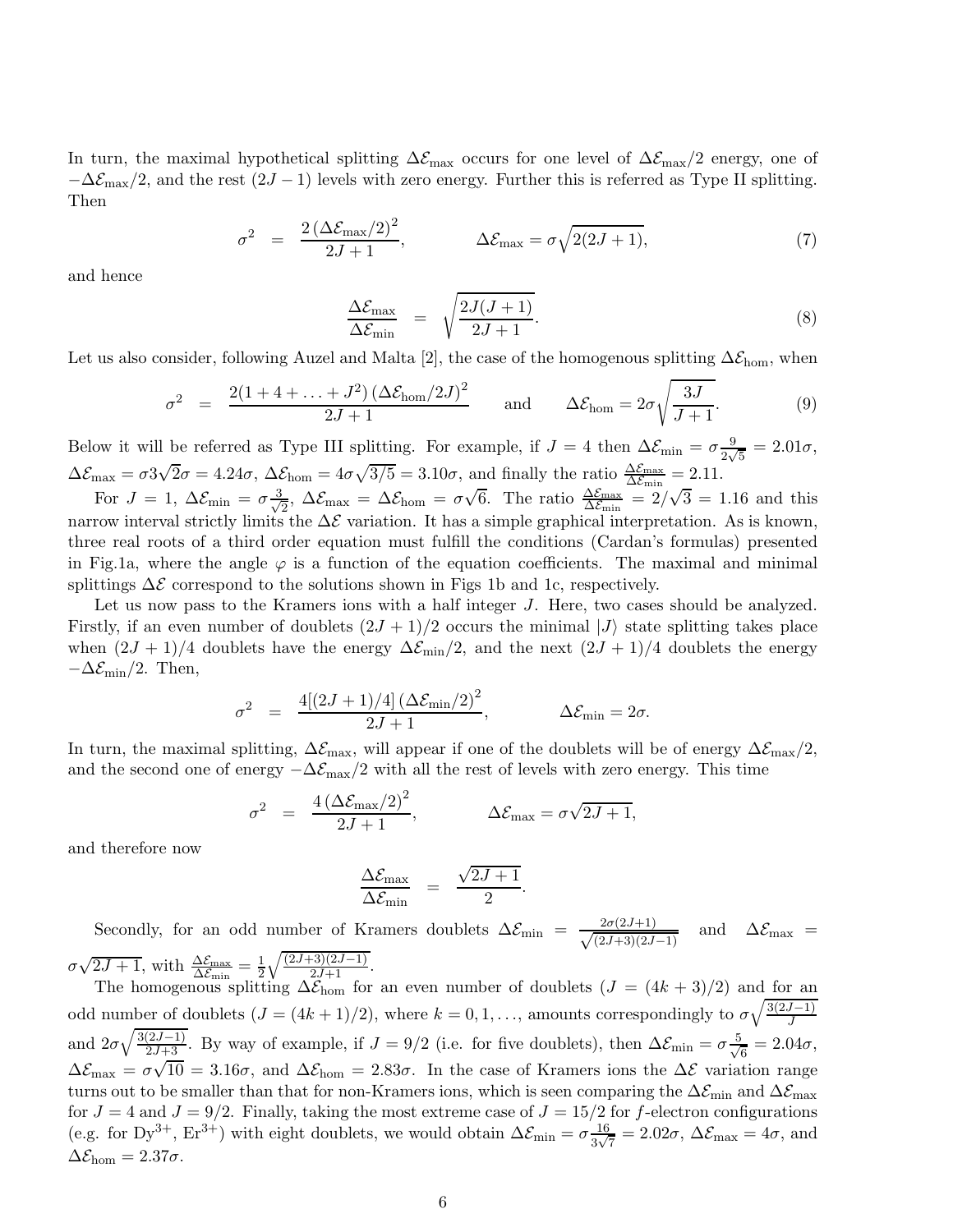In turn, the maximal hypothetical splitting $\Delta\mathcal{E}_{\max}$ occurs for one level of $\Delta\mathcal{E}_{\max}/2$ energy, one of $-\Delta\mathcal{E}_{\max}/2$, and the rest $(2J-1)$ levels with zero energy. Further this is referred as Type II splitting. Then

$$\sigma^2 \;=\; \frac{2\left(\Delta\mathcal{E}_{\max}/2\right)^2}{2J+1}, \qquad\qquad \Delta\mathcal{E}_{\max} = \sigma\sqrt{2(2J+1)}, \tag{7}$$

and hence

$$\frac{\Delta\mathcal{E}_{\max}}{\Delta\mathcal{E}_{\min}} \;=\; \sqrt{\frac{2J(J+1)}{2J+1}}. \tag{8}$$

Let us also consider, following Auzel and Malta [2], the case of the homogenous splitting $\Delta\mathcal{E}_{\mathrm{hom}}$, when

$$\sigma^2 \;=\; \frac{2(1+4+\ldots+J^2)\left(\Delta\mathcal{E}_{\mathrm{hom}}/2J\right)^2}{2J+1} \qquad \text{and} \qquad \Delta\mathcal{E}_{\mathrm{hom}} = 2\sigma\sqrt{\frac{3J}{J+1}}. \tag{9}$$

Below it will be referred as Type III splitting. For example, if $J=4$ then $\Delta\mathcal{E}_{\min} = \sigma\frac{9}{2\sqrt{5}} = 2.01\sigma$, $\Delta\mathcal{E}_{\max} = \sigma 3\sqrt{2}\sigma = 4.24\sigma$, $\Delta\mathcal{E}_{\mathrm{hom}} = 4\sigma\sqrt{3/5} = 3.10\sigma$, and finally the ratio $\frac{\Delta\mathcal{E}_{\max}}{\Delta\mathcal{E}_{\min}} = 2.11$.

For $J=1$, $\Delta\mathcal{E}_{\min} = \sigma\frac{3}{\sqrt{2}}$, $\Delta\mathcal{E}_{\max} = \Delta\mathcal{E}_{\mathrm{hom}} = \sigma\sqrt{6}$. The ratio $\frac{\Delta\mathcal{E}_{\max}}{\Delta\mathcal{E}_{\min}} = 2/\sqrt{3} = 1.16$ and this narrow interval strictly limits the $\Delta\mathcal{E}$ variation. It has a simple graphical interpretation. As is known, three real roots of a third order equation must fulfill the conditions (Cardan's formulas) presented in Fig.1a, where the angle $\varphi$ is a function of the equation coefficients. The maximal and minimal splittings $\Delta\mathcal{E}$ correspond to the solutions shown in Figs 1b and 1c, respectively.

Let us now pass to the Kramers ions with a half integer $J$. Here, two cases should be analyzed. Firstly, if an even number of doublets $(2J+1)/2$ occurs the minimal $|J\rangle$ state splitting takes place when $(2J+1)/4$ doublets have the energy $\Delta\mathcal{E}_{\min}/2$, and the next $(2J+1)/4$ doublets the energy $-\Delta\mathcal{E}_{\min}/2$. Then,

$$\sigma^2 \;=\; \frac{4[(2J+1)/4]\left(\Delta\mathcal{E}_{\min}/2\right)^2}{2J+1}, \qquad\qquad \Delta\mathcal{E}_{\min} = 2\sigma.$$

In turn, the maximal splitting, $\Delta\mathcal{E}_{\max}$, will appear if one of the doublets will be of energy $\Delta\mathcal{E}_{\max}/2$, and the second one of energy $-\Delta\mathcal{E}_{\max}/2$ with all the rest of levels with zero energy. This time

$$\sigma^2 \;=\; \frac{4\left(\Delta\mathcal{E}_{\max}/2\right)^2}{2J+1}, \qquad\qquad \Delta\mathcal{E}_{\max} = \sigma\sqrt{2J+1},$$

and therefore now

$$\frac{\Delta\mathcal{E}_{\max}}{\Delta\mathcal{E}_{\min}} \;=\; \frac{\sqrt{2J+1}}{2}.$$

Secondly, for an odd number of Kramers doublets $\Delta\mathcal{E}_{\min} = \frac{2\sigma(2J+1)}{\sqrt{(2J+3)(2J-1)}}$ and $\Delta\mathcal{E}_{\max} = \sigma\sqrt{2J+1}$, with $\frac{\Delta\mathcal{E}_{\max}}{\Delta\mathcal{E}_{\min}} = \frac{1}{2}\sqrt{\frac{(2J+3)(2J-1)}{2J+1}}$.

The homogenous splitting $\Delta\mathcal{E}_{\mathrm{hom}}$ for an even number of doublets $(J=(4k+3)/2)$ and for an odd number of doublets $(J=(4k+1)/2)$, where $k=0,1,\ldots$, amounts correspondingly to $\sigma\sqrt{\frac{3(2J-1)}{J}}$ and $2\sigma\sqrt{\frac{3(2J-1)}{2J+3}}$. By way of example, if $J=9/2$ (i.e. for five doublets), then $\Delta\mathcal{E}_{\min} = \sigma\frac{5}{\sqrt{6}} = 2.04\sigma$, $\Delta\mathcal{E}_{\max} = \sigma\sqrt{10} = 3.16\sigma$, and $\Delta\mathcal{E}_{\mathrm{hom}} = 2.83\sigma$. In the case of Kramers ions the $\Delta\mathcal{E}$ variation range turns out to be smaller than that for non-Kramers ions, which is seen comparing the $\Delta\mathcal{E}_{\min}$ and $\Delta\mathcal{E}_{\max}$ for $J=4$ and $J=9/2$. Finally, taking the most extreme case of $J=15/2$ for $f$-electron configurations (e.g. for $Dy^{3+}$, $Er^{3+}$) with eight doublets, we would obtain $\Delta\mathcal{E}_{\min} = \sigma\frac{16}{3\sqrt{7}} = 2.02\sigma$, $\Delta\mathcal{E}_{\max} = 4\sigma$, and $\Delta\mathcal{E}_{\mathrm{hom}} = 2.37\sigma$.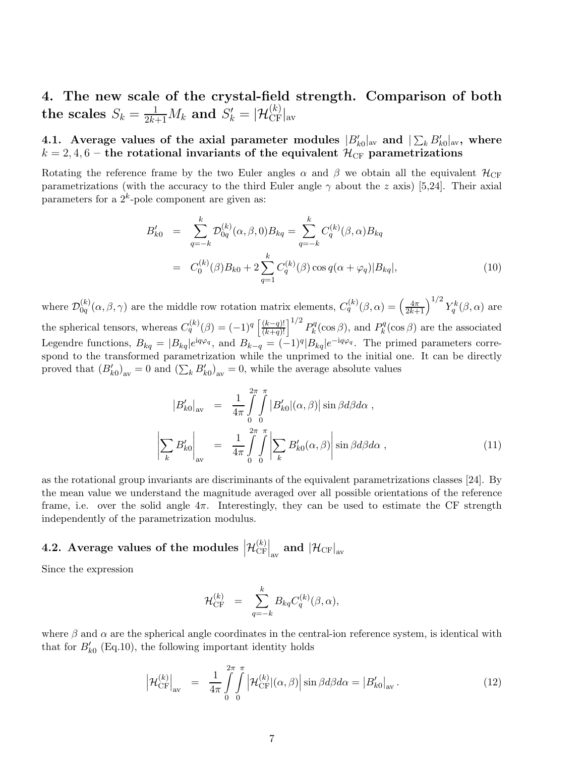## 4. The new scale of the crystal-field strength. Comparison of both the scales $S_k = \frac{1}{2k+1} M_k$ and $S'_k = |\mathcal{H}_{\rm CF}^{(k)}|_{\rm av}$

### 4.1. Average values of the axial parameter modules $|B'_{k0}|_{\rm av}$ and $|\sum_k B'_{k0}|_{\rm av}$, where $k = 2, 4, 6$ – the rotational invariants of the equivalent $\mathcal{H}_{\rm CF}$ parametrizations

Rotating the reference frame by the two Euler angles $\alpha$ and $\beta$ we obtain all the equivalent $\mathcal{H}_{\rm CF}$ parametrizations (with the accuracy to the third Euler angle $\gamma$ about the $z$ axis) [5,24]. Their axial parameters for a $2^k$-pole component are given as:

$$
\begin{aligned}
B'_{k0} &= \sum_{q=-k}^{k} \mathcal{D}_{0q}^{(k)}(\alpha, \beta, 0) B_{kq} = \sum_{q=-k}^{k} C_q^{(k)}(\beta, \alpha) B_{kq} \\
&= C_0^{(k)}(\beta) B_{k0} + 2 \sum_{q=1}^{k} C_q^{(k)}(\beta) \cos q(\alpha + \varphi_q) |B_{kq}|,
\end{aligned}
\tag{10}
$$

where $\mathcal{D}_{0q}^{(k)}(\alpha, \beta, \gamma)$ are the middle row rotation matrix elements, $C_q^{(k)}(\beta, \alpha) = \left(\frac{4\pi}{2k+1}\right)^{1/2} Y_q^k(\beta, \alpha)$ are the spherical tensors, whereas $C_q^{(k)}(\beta) = (-1)^q \left[\frac{(k-q)!}{(k+q)!}\right]^{1/2} P_k^q(\cos\beta)$, and $P_k^q(\cos\beta)$ are the associated Legendre functions, $B_{kq} = |B_{kq}| e^{iq\varphi_q}$, and $B_{k-q} = (-1)^q |B_{kq}| e^{-iq\varphi_q}$. The primed parameters correspond to the transformed parametrization while the unprimed to the initial one. It can be directly proved that $(B'_{k0})_{\rm av} = 0$ and $(\sum_k B'_{k0})_{\rm av} = 0$, while the average absolute values

$$
\begin{aligned}
|B'_{k0}|_{\rm av} &= \frac{1}{4\pi} \int_0^{2\pi} \int_0^{\pi} |B'_{k0}|(\alpha, \beta)| \sin\beta d\beta d\alpha \, , \\
\left|\sum_k B'_{k0}\right|_{\rm av} &= \frac{1}{4\pi} \int_0^{2\pi} \int_0^{\pi} \left|\sum_k B'_{k0}(\alpha, \beta)\right| \sin\beta d\beta d\alpha \, ,
\end{aligned}
\tag{11}
$$

as the rotational group invariants are discriminants of the equivalent parametrizations classes [24]. By the mean value we understand the magnitude averaged over all possible orientations of the reference frame, i.e. over the solid angle $4\pi$. Interestingly, they can be used to estimate the CF strength independently of the parametrization modulus.

### 4.2. Average values of the modules $\left|\mathcal{H}_{\rm CF}^{(k)}\right|_{\rm av}$ and $|\mathcal{H}_{\rm CF}|_{\rm av}$

Since the expression

$$
\mathcal{H}_{\rm CF}^{(k)} = \sum_{q=-k}^{k} B_{kq} C_q^{(k)}(\beta, \alpha),
$$

where $\beta$ and $\alpha$ are the spherical angle coordinates in the central-ion reference system, is identical with that for $B'_{k0}$ (Eq.10), the following important identity holds

$$
\left|\mathcal{H}_{\rm CF}^{(k)}\right|_{\rm av} = \frac{1}{4\pi} \int_0^{2\pi} \int_0^{\pi} \left|\mathcal{H}_{\rm CF}^{(k)}|(\alpha, \beta)\right| \sin\beta d\beta d\alpha = \left|B'_{k0}\right|_{\rm av}. \tag{12}
$$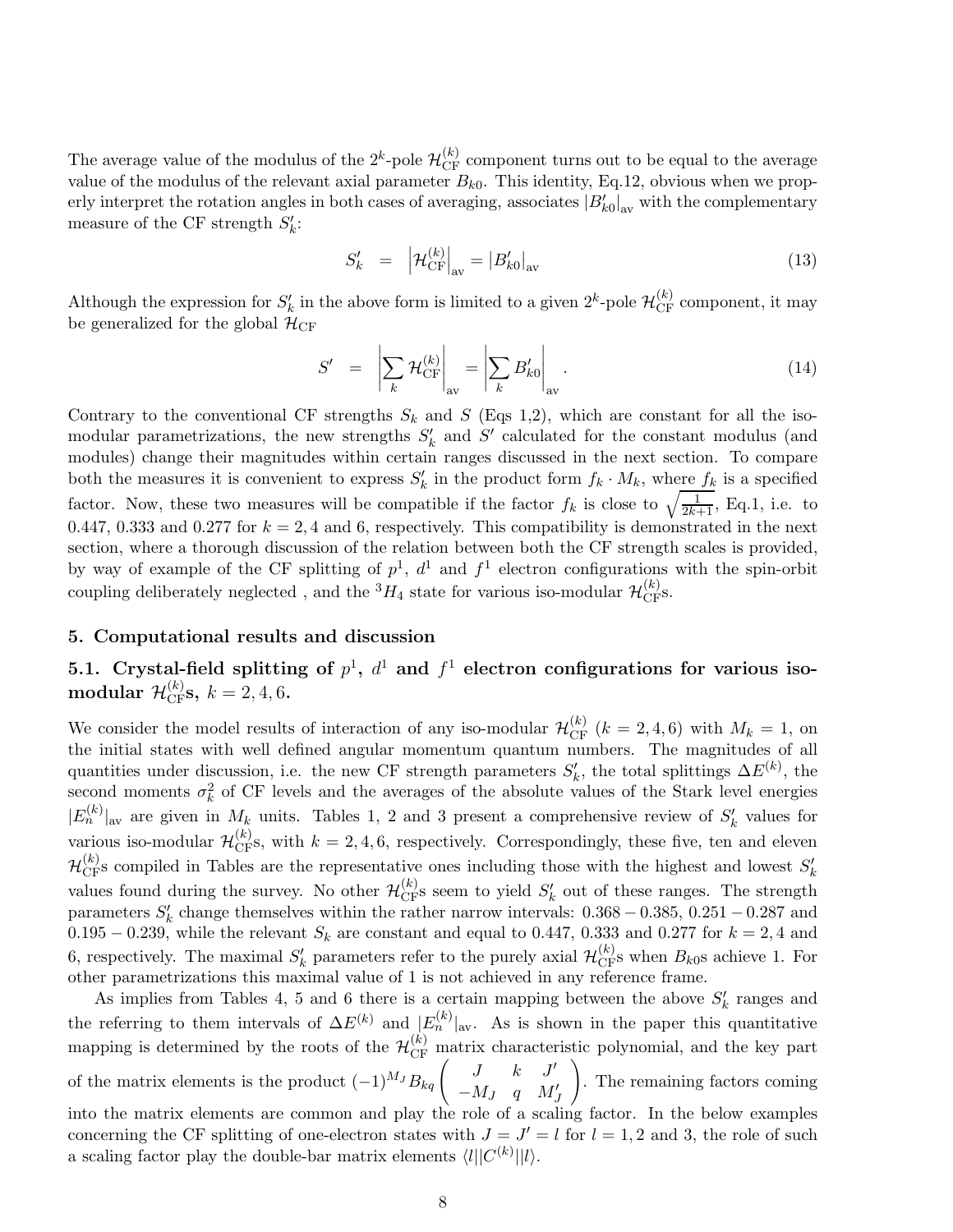The average value of the modulus of the $2^k$-pole $\mathcal{H}_{\rm CF}^{(k)}$ component turns out to be equal to the average value of the modulus of the relevant axial parameter $B_{k0}$. This identity, Eq.12, obvious when we properly interpret the rotation angles in both cases of averaging, associates $|B'_{k0}|_{\rm av}$ with the complementary measure of the CF strength $S'_k$:

$$
S'_k \;=\; \left|\mathcal{H}_{\rm CF}^{(k)}\right|_{\rm av} = |B'_{k0}|_{\rm av} \tag{13}
$$

Although the expression for $S'_k$ in the above form is limited to a given $2^k$-pole $\mathcal{H}_{\rm CF}^{(k)}$ component, it may be generalized for the global $\mathcal{H}_{\rm CF}$

$$
S' \;=\; \left|\sum_k \mathcal{H}_{\rm CF}^{(k)}\right|_{\rm av} = \left|\sum_k B'_{k0}\right|_{\rm av} . \tag{14}
$$

Contrary to the conventional CF strengths $S_k$ and $S$ (Eqs 1,2), which are constant for all the iso-modular parametrizations, the new strengths $S'_k$ and $S'$ calculated for the constant modulus (and modules) change their magnitudes within certain ranges discussed in the next section. To compare both the measures it is convenient to express $S'_k$ in the product form $f_k \cdot M_k$, where $f_k$ is a specified factor. Now, these two measures will be compatible if the factor $f_k$ is close to $\sqrt{\frac{1}{2k+1}}$, Eq.1, i.e. to 0.447, 0.333 and 0.277 for $k = 2, 4$ and 6, respectively. This compatibility is demonstrated in the next section, where a thorough discussion of the relation between both the CF strength scales is provided, by way of example of the CF splitting of $p^1$, $d^1$ and $f^1$ electron configurations with the spin-orbit coupling deliberately neglected , and the $^3H_4$ state for various iso-modular $\mathcal{H}_{\rm CF}^{(k)}$s.

## 5. Computational results and discussion

### 5.1. Crystal-field splitting of $p^1$, $d^1$ and $f^1$ electron configurations for various iso-modular $\mathcal{H}_{\rm CF}^{(k)}$s, $k = 2, 4, 6$.

We consider the model results of interaction of any iso-modular $\mathcal{H}_{\rm CF}^{(k)}$ ($k = 2, 4, 6$) with $M_k = 1$, on the initial states with well defined angular momentum quantum numbers. The magnitudes of all quantities under discussion, i.e. the new CF strength parameters $S'_k$, the total splittings $\Delta E^{(k)}$, the second moments $\sigma_k^2$ of CF levels and the averages of the absolute values of the Stark level energies $|E_n^{(k)}|_{\rm av}$ are given in $M_k$ units. Tables 1, 2 and 3 present a comprehensive review of $S'_k$ values for various iso-modular $\mathcal{H}_{\rm CF}^{(k)}$s, with $k = 2, 4, 6$, respectively. Correspondingly, these five, ten and eleven $\mathcal{H}_{\rm CF}^{(k)}$s compiled in Tables are the representative ones including those with the highest and lowest $S'_k$ values found during the survey. No other $\mathcal{H}_{\rm CF}^{(k)}$s seem to yield $S'_k$ out of these ranges. The strength parameters $S'_k$ change themselves within the rather narrow intervals: $0.368 - 0.385$, $0.251 - 0.287$ and $0.195 - 0.239$, while the relevant $S_k$ are constant and equal to 0.447, 0.333 and 0.277 for $k = 2, 4$ and 6, respectively. The maximal $S'_k$ parameters refer to the purely axial $\mathcal{H}_{\rm CF}^{(k)}$s when $B_{k0}$s achieve 1. For other parametrizations this maximal value of 1 is not achieved in any reference frame.

As implies from Tables 4, 5 and 6 there is a certain mapping between the above $S'_k$ ranges and the referring to them intervals of $\Delta E^{(k)}$ and $|E_n^{(k)}|_{\rm av}$. As is shown in the paper this quantitative mapping is determined by the roots of the $\mathcal{H}_{\rm CF}^{(k)}$ matrix characteristic polynomial, and the key part of the matrix elements is the product $(-1)^{M_J} B_{kq} \begin{pmatrix} J & k & J' \\ -M_J & q & M'_J \end{pmatrix}$. The remaining factors coming into the matrix elements are common and play the role of a scaling factor. In the below examples concerning the CF splitting of one-electron states with $J = J' = l$ for $l = 1, 2$ and 3, the role of such a scaling factor play the double-bar matrix elements $\langle l||C^{(k)}||l\rangle$.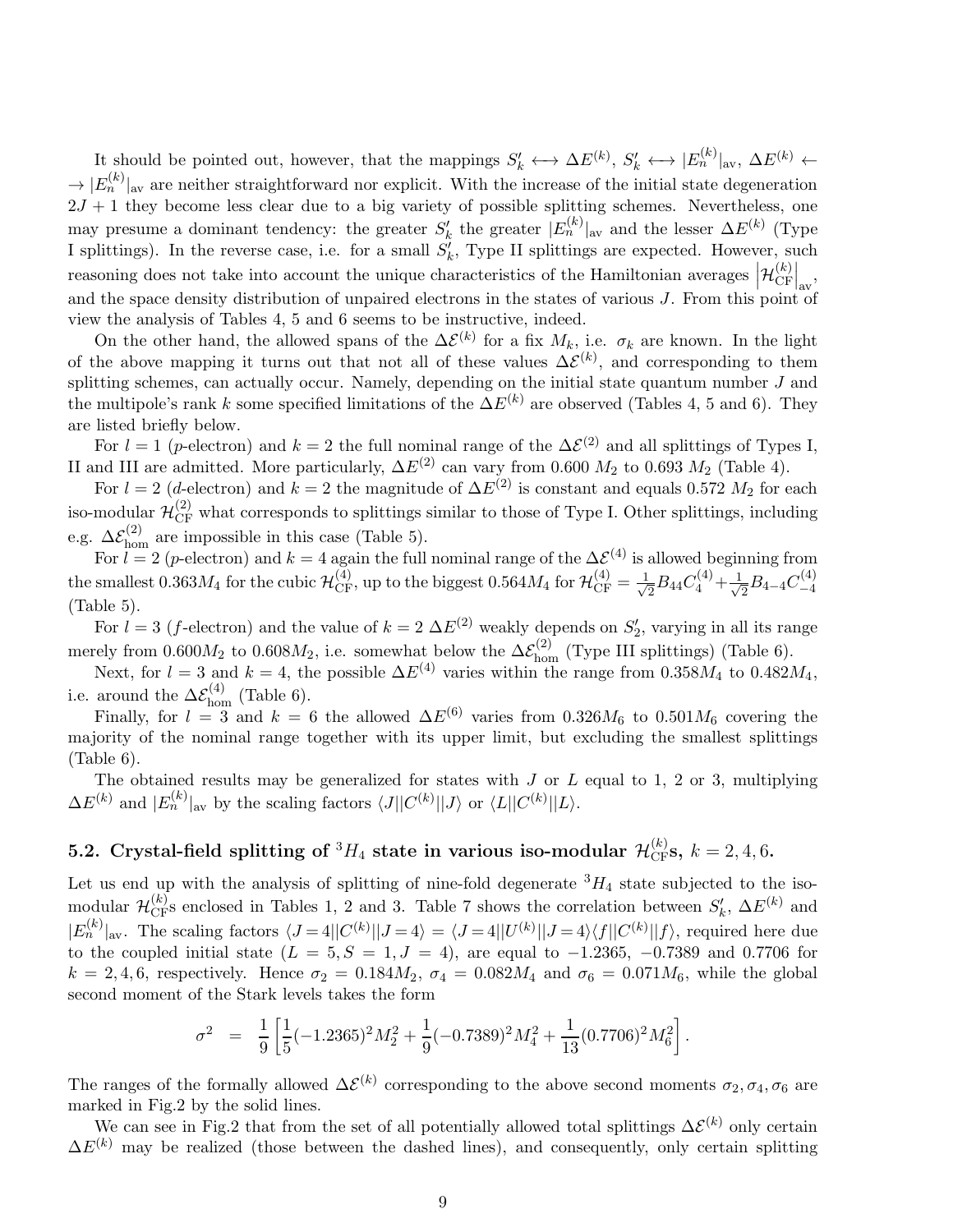It should be pointed out, however, that the mappings $S'_k \longleftrightarrow \Delta E^{(k)}$, $S'_k \longleftrightarrow |E_n^{(k)}|_{\rm av}$, $\Delta E^{(k)} \leftarrow\rightarrow |E_n^{(k)}|_{\rm av}$ are neither straightforward nor explicit. With the increase of the initial state degeneration $2J+1$ they become less clear due to a big variety of possible splitting schemes. Nevertheless, one may presume a dominant tendency: the greater $S'_k$ the greater $|E_n^{(k)}|_{\rm av}$ and the lesser $\Delta E^{(k)}$ (Type I splittings). In the reverse case, i.e. for a small $S'_k$, Type II splittings are expected. However, such reasoning does not take into account the unique characteristics of the Hamiltonian averages $\left|\mathcal{H}_{\rm CF}^{(k)}\right|_{\rm av}$, and the space density distribution of unpaired electrons in the states of various $J$. From this point of view the analysis of Tables 4, 5 and 6 seems to be instructive, indeed.

On the other hand, the allowed spans of the $\Delta\mathcal{E}^{(k)}$ for a fix $M_k$, i.e. $\sigma_k$ are known. In the light of the above mapping it turns out that not all of these values $\Delta\mathcal{E}^{(k)}$, and corresponding to them splitting schemes, can actually occur. Namely, depending on the initial state quantum number $J$ and the multipole's rank $k$ some specified limitations of the $\Delta E^{(k)}$ are observed (Tables 4, 5 and 6). They are listed briefly below.

For $l=1$ ($p$-electron) and $k=2$ the full nominal range of the $\Delta\mathcal{E}^{(2)}$ and all splittings of Types I, II and III are admitted. More particularly, $\Delta E^{(2)}$ can vary from 0.600 $M_2$ to 0.693 $M_2$ (Table 4).

For $l=2$ ($d$-electron) and $k=2$ the magnitude of $\Delta E^{(2)}$ is constant and equals 0.572 $M_2$ for each iso-modular $\mathcal{H}_{\rm CF}^{(2)}$ what corresponds to splittings similar to those of Type I. Other splittings, including e.g. $\Delta\mathcal{E}_{\rm hom}^{(2)}$ are impossible in this case (Table 5).

For $l=2$ ($p$-electron) and $k=4$ again the full nominal range of the $\Delta\mathcal{E}^{(4)}$ is allowed beginning from the smallest $0.363 M_4$ for the cubic $\mathcal{H}_{\rm CF}^{(4)}$, up to the biggest $0.564 M_4$ for $\mathcal{H}_{\rm CF}^{(4)} = \frac{1}{\sqrt{2}} B_{44} C_4^{(4)} + \frac{1}{\sqrt{2}} B_{4-4} C_{-4}^{(4)}$ (Table 5).

For $l=3$ ($f$-electron) and the value of $k=2$ $\Delta E^{(2)}$ weakly depends on $S'_2$, varying in all its range merely from $0.600 M_2$ to $0.608 M_2$, i.e. somewhat below the $\Delta\mathcal{E}_{\rm hom}^{(2)}$ (Type III splittings) (Table 6).

Next, for $l=3$ and $k=4$, the possible $\Delta E^{(4)}$ varies within the range from $0.358 M_4$ to $0.482 M_4$, i.e. around the $\Delta\mathcal{E}_{\rm hom}^{(4)}$ (Table 6).

Finally, for $l=3$ and $k=6$ the allowed $\Delta E^{(6)}$ varies from $0.326 M_6$ to $0.501 M_6$ covering the majority of the nominal range together with its upper limit, but excluding the smallest splittings (Table 6).

The obtained results may be generalized for states with $J$ or $L$ equal to 1, 2 or 3, multiplying $\Delta E^{(k)}$ and $|E_n^{(k)}|_{\rm av}$ by the scaling factors $\langle J||C^{(k)}||J\rangle$ or $\langle L||C^{(k)}||L\rangle$.

### 5.2. Crystal-field splitting of $^3H_4$ state in various iso-modular $\mathcal{H}_{\rm CF}^{(k)}$s, $k=2,4,6$.

Let us end up with the analysis of splitting of nine-fold degenerate $^3H_4$ state subjected to the iso-modular $\mathcal{H}_{\rm CF}^{(k)}$s enclosed in Tables 1, 2 and 3. Table 7 shows the correlation between $S'_k$, $\Delta E^{(k)}$ and $|E_n^{(k)}|_{\rm av}$. The scaling factors $\langle J=4||C^{(k)}||J=4\rangle = \langle J=4||U^{(k)}||J=4\rangle\langle f||C^{(k)}||f\rangle$, required here due to the coupled initial state ($L=5, S=1, J=4$), are equal to $-1.2365$, $-0.7389$ and $0.7706$ for $k=2,4,6$, respectively. Hence $\sigma_2 = 0.184 M_2$, $\sigma_4 = 0.082 M_4$ and $\sigma_6 = 0.071 M_6$, while the global second moment of the Stark levels takes the form

$$\sigma^2 = \frac{1}{9}\left[\frac{1}{5}(-1.2365)^2 M_2^2 + \frac{1}{9}(-0.7389)^2 M_4^2 + \frac{1}{13}(0.7706)^2 M_6^2\right].$$

The ranges of the formally allowed $\Delta\mathcal{E}^{(k)}$ corresponding to the above second moments $\sigma_2, \sigma_4, \sigma_6$ are marked in Fig.2 by the solid lines.

We can see in Fig.2 that from the set of all potentially allowed total splittings $\Delta\mathcal{E}^{(k)}$ only certain $\Delta E^{(k)}$ may be realized (those between the dashed lines), and consequently, only certain splitting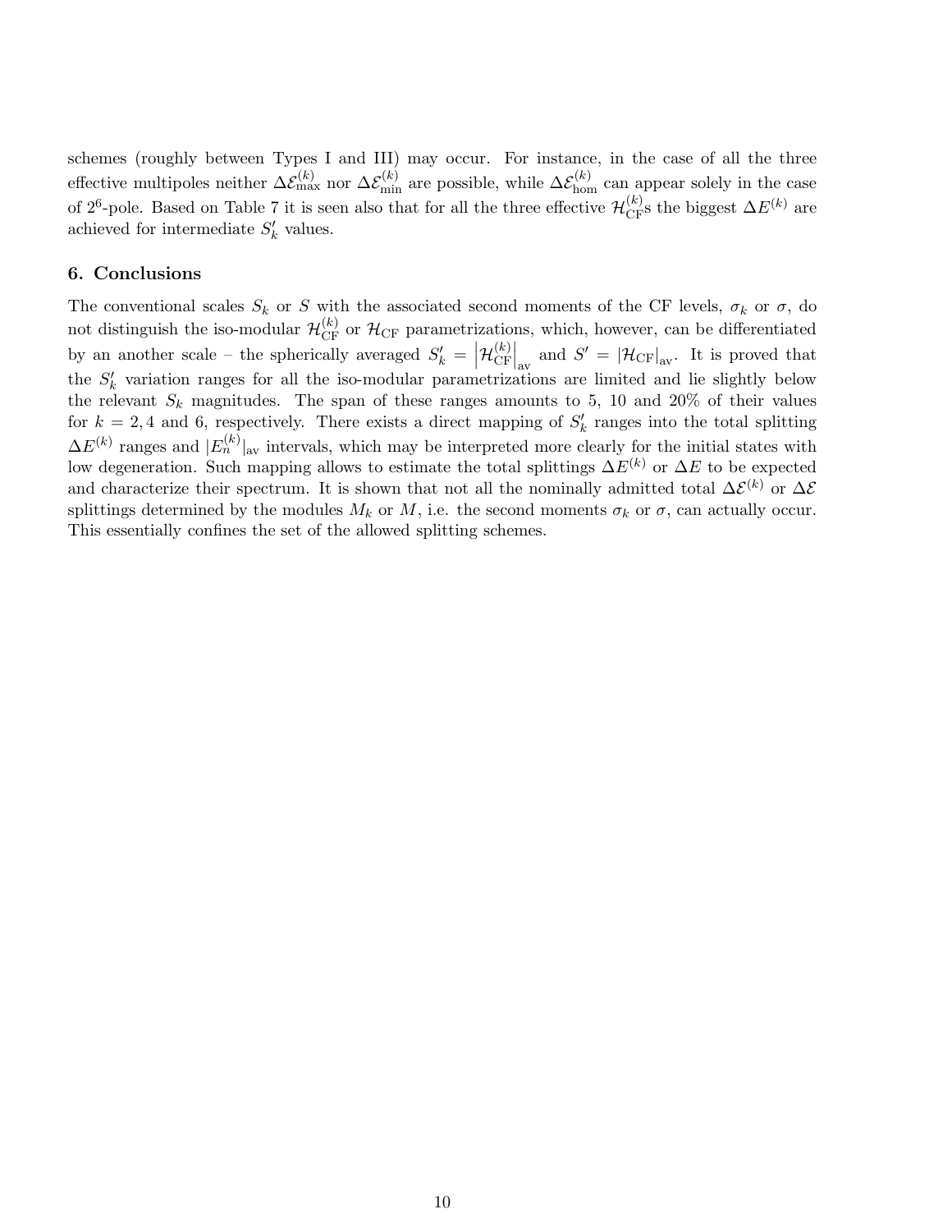schemes (roughly between Types I and III) may occur. For instance, in the case of all the three effective multipoles neither $\Delta\mathcal{E}^{(k)}_{\max}$ nor $\Delta\mathcal{E}^{(k)}_{\min}$ are possible, while $\Delta\mathcal{E}^{(k)}_{\text{hom}}$ can appear solely in the case of $2^6$-pole. Based on Table 7 it is seen also that for all the three effective $\mathcal{H}^{(k)}_{\text{CF}}$s the biggest $\Delta E^{(k)}$ are achieved for intermediate $S'_k$ values.

## 6. Conclusions

The conventional scales $S_k$ or $S$ with the associated second moments of the CF levels, $\sigma_k$ or $\sigma$, do not distinguish the iso-modular $\mathcal{H}^{(k)}_{\text{CF}}$ or $\mathcal{H}_{\text{CF}}$ parametrizations, which, however, can be differentiated by an another scale – the spherically averaged $S'_k = \left|\mathcal{H}^{(k)}_{\text{CF}}\right|_{\text{av}}$ and $S' = \left|\mathcal{H}_{\text{CF}}\right|_{\text{av}}$. It is proved that the $S'_k$ variation ranges for all the iso-modular parametrizations are limited and lie slightly below the relevant $S_k$ magnitudes. The span of these ranges amounts to 5, 10 and 20% of their values for $k = 2, 4$ and 6, respectively. There exists a direct mapping of $S'_k$ ranges into the total splitting $\Delta E^{(k)}$ ranges and $|E^{(k)}_n|_{\text{av}}$ intervals, which may be interpreted more clearly for the initial states with low degeneration. Such mapping allows to estimate the total splittings $\Delta E^{(k)}$ or $\Delta E$ to be expected and characterize their spectrum. It is shown that not all the nominally admitted total $\Delta\mathcal{E}^{(k)}$ or $\Delta\mathcal{E}$ splittings determined by the modules $M_k$ or $M$, i.e. the second moments $\sigma_k$ or $\sigma$, can actually occur. This essentially confines the set of the allowed splitting schemes.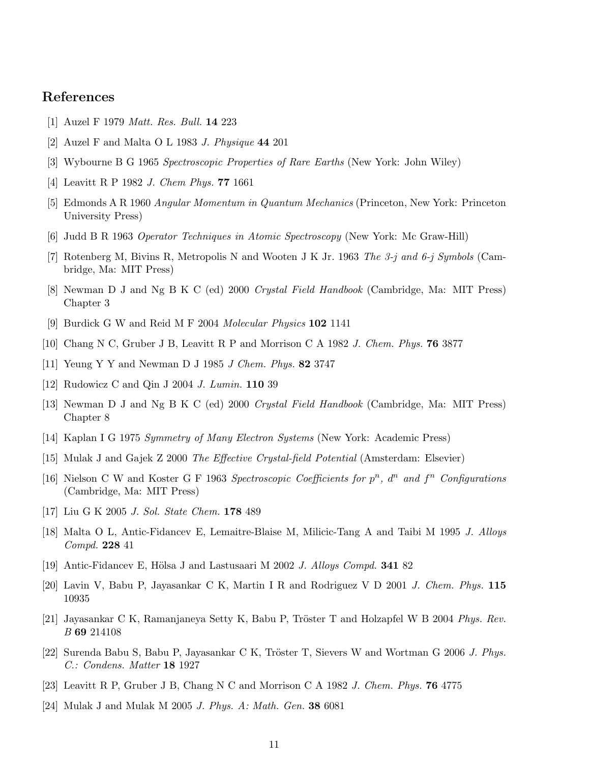## References

[1] Auzel F 1979 *Matt. Res. Bull.* **14** 223

[2] Auzel F and Malta O L 1983 *J. Physique* **44** 201

[3] Wybourne B G 1965 *Spectroscopic Properties of Rare Earths* (New York: John Wiley)

[4] Leavitt R P 1982 *J. Chem Phys.* **77** 1661

[5] Edmonds A R 1960 *Angular Momentum in Quantum Mechanics* (Princeton, New York: Princeton University Press)

[6] Judd B R 1963 *Operator Techniques in Atomic Spectroscopy* (New York: Mc Graw-Hill)

[7] Rotenberg M, Bivins R, Metropolis N and Wooten J K Jr. 1963 *The 3-j and 6-j Symbols* (Cambridge, Ma: MIT Press)

[8] Newman D J and Ng B K C (ed) 2000 *Crystal Field Handbook* (Cambridge, Ma: MIT Press) Chapter 3

[9] Burdick G W and Reid M F 2004 *Molecular Physics* **102** 1141

[10] Chang N C, Gruber J B, Leavitt R P and Morrison C A 1982 *J. Chem. Phys.* **76** 3877

[11] Yeung Y Y and Newman D J 1985 *J Chem. Phys.* **82** 3747

[12] Rudowicz C and Qin J 2004 *J. Lumin.* **110** 39

[13] Newman D J and Ng B K C (ed) 2000 *Crystal Field Handbook* (Cambridge, Ma: MIT Press) Chapter 8

[14] Kaplan I G 1975 *Symmetry of Many Electron Systems* (New York: Academic Press)

[15] Mulak J and Gajek Z 2000 *The Effective Crystal-field Potential* (Amsterdam: Elsevier)

[16] Nielson C W and Koster G F 1963 *Spectroscopic Coefficients for $p^n$, $d^n$ and $f^n$ Configurations* (Cambridge, Ma: MIT Press)

[17] Liu G K 2005 *J. Sol. State Chem.* **178** 489

[18] Malta O L, Antic-Fidancev E, Lemaitre-Blaise M, Milicic-Tang A and Taibi M 1995 *J. Alloys Compd.* **228** 41

[19] Antic-Fidancev E, Hölsa J and Lastusaari M 2002 *J. Alloys Compd.* **341** 82

[20] Lavin V, Babu P, Jayasankar C K, Martin I R and Rodriguez V D 2001 *J. Chem. Phys.* **115** 10935

[21] Jayasankar C K, Ramanjaneya Setty K, Babu P, Tröster T and Holzapfel W B 2004 *Phys. Rev. B* **69** 214108

[22] Surenda Babu S, Babu P, Jayasankar C K, Tröster T, Sievers W and Wortman G 2006 *J. Phys. C.: Condens. Matter* **18** 1927

[23] Leavitt R P, Gruber J B, Chang N C and Morrison C A 1982 *J. Chem. Phys.* **76** 4775

[24] Mulak J and Mulak M 2005 *J. Phys. A: Math. Gen.* **38** 6081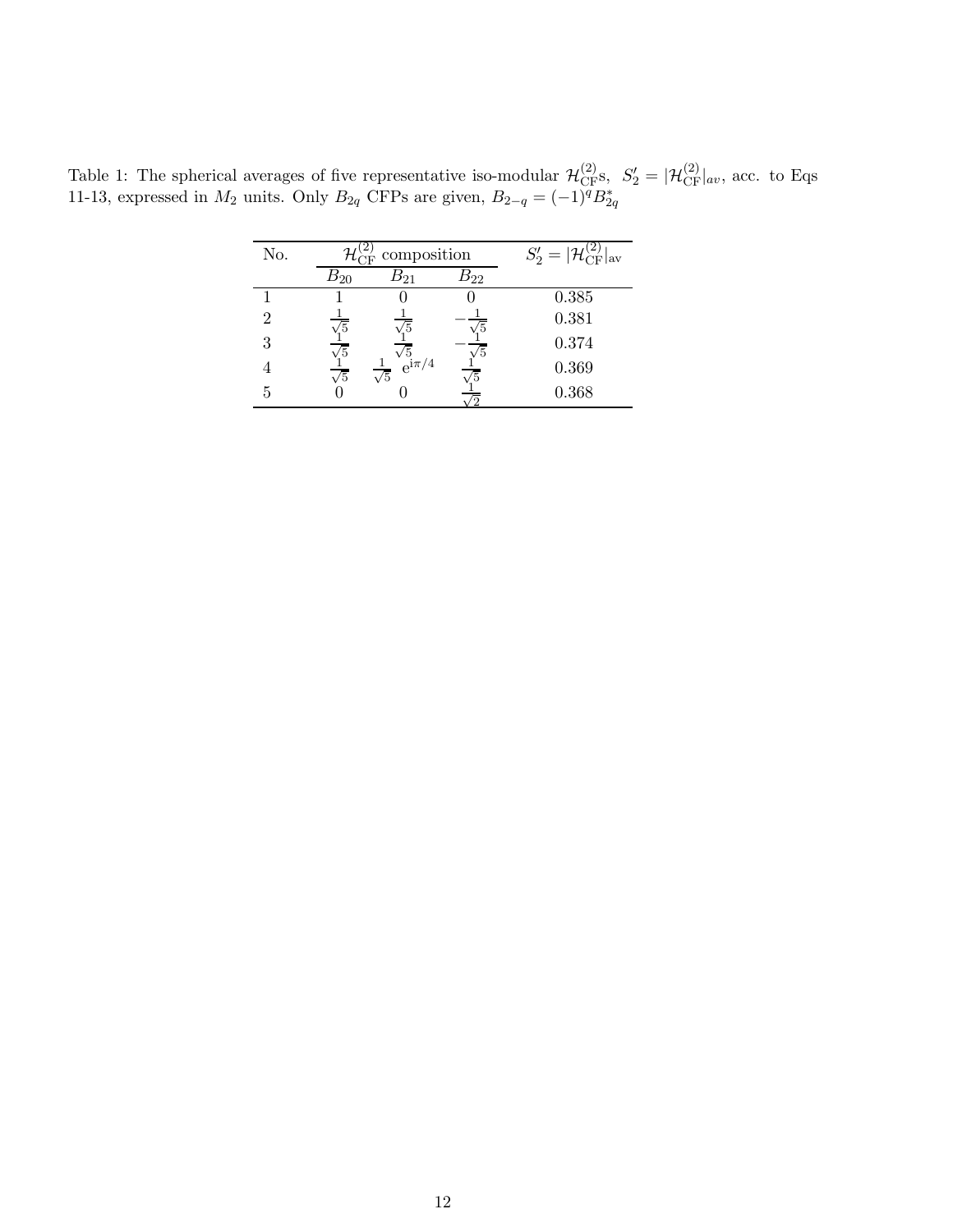Table 1: The spherical averages of five representative iso-modular $\mathcal{H}_{\rm CF}^{(2)}$s, $S_2' = |\mathcal{H}_{\rm CF}^{(2)}|_{av}$, acc. to Eqs 11-13, expressed in $M_2$ units. Only $B_{2q}$ CFPs are given, $B_{2-q} = (-1)^q B_{2q}^*$

| No. | $\mathcal{H}_{\rm CF}^{(2)}$ composition | | | $S_2' = \lvert\mathcal{H}_{\rm CF}^{(2)}\rvert_{\rm av}$ |
|---|---|---|---|---|
| | $B_{20}$ | $B_{21}$ | $B_{22}$ | |
| 1 | 1 | 0 | 0 | 0.385 |
| 2 | $\frac{1}{\sqrt{5}}$ | $\frac{1}{\sqrt{5}}$ | $-\frac{1}{\sqrt{5}}$ | 0.381 |
| 3 | $\frac{1}{\sqrt{5}}$ | $\frac{1}{\sqrt{5}}$ | $-\frac{1}{\sqrt{5}}$ | 0.374 |
| 4 | $\frac{1}{\sqrt{5}}$ | $\frac{1}{\sqrt{5}}\ {\rm e}^{{\rm i}\pi/4}$ | $\frac{1}{\sqrt{5}}$ | 0.369 |
| 5 | 0 | 0 | $\frac{1}{\sqrt{2}}$ | 0.368 |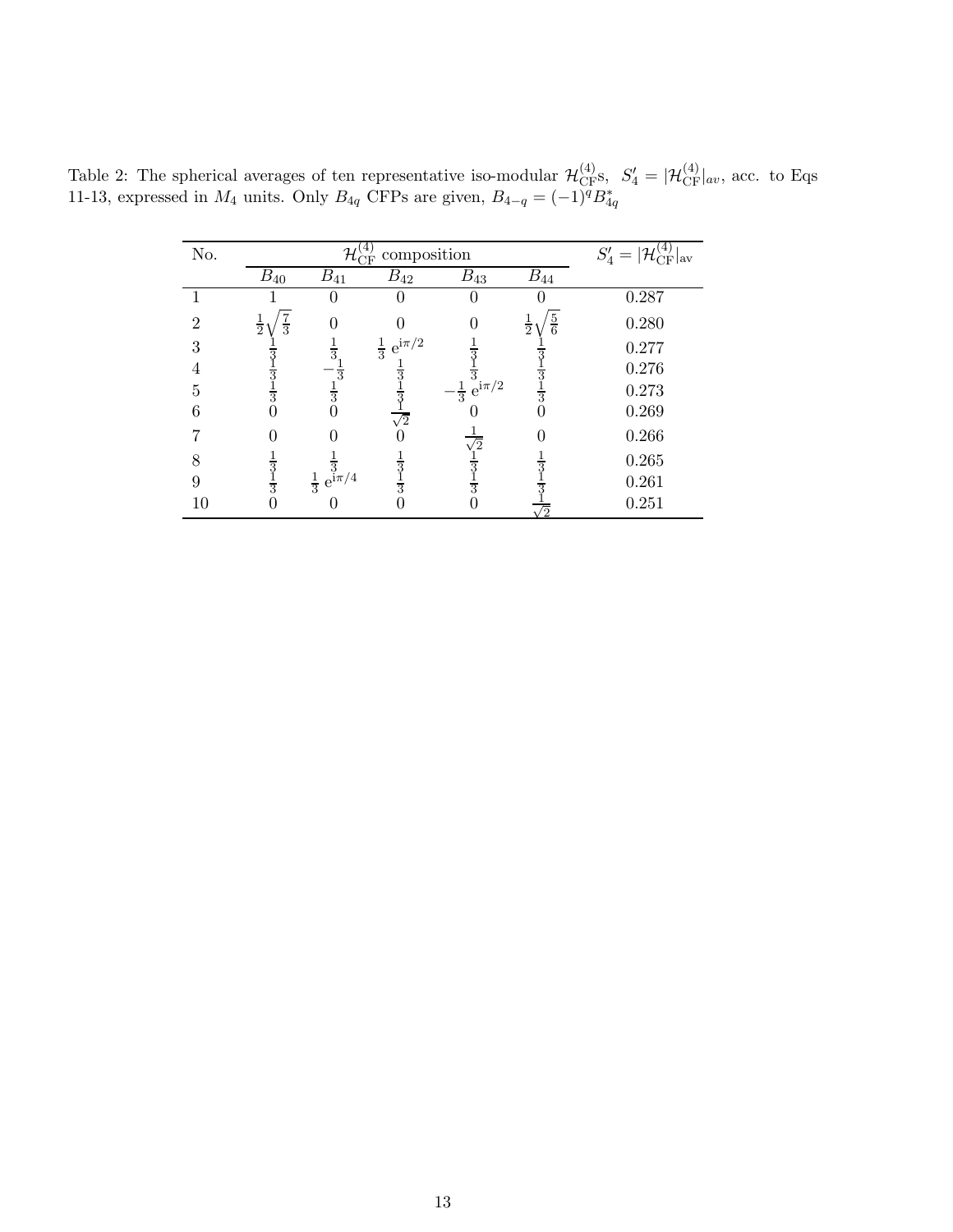Table 2: The spherical averages of ten representative iso-modular $\mathcal{H}_{\mathrm{CF}}^{(4)}$s, $S'_4 = |\mathcal{H}_{\mathrm{CF}}^{(4)}|_{av}$, acc. to Eqs 11-13, expressed in $M_4$ units. Only $B_{4q}$ CFPs are given, $B_{4-q} = (-1)^q B_{4q}^*$

| No. | $\mathcal{H}_{\mathrm{CF}}^{(4)}$ composition | | | | | $S'_4 = |\mathcal{H}_{\mathrm{CF}}^{(4)}|_{\mathrm{av}}$ |
|---|---|---|---|---|---|---|
| | $B_{40}$ | $B_{41}$ | $B_{42}$ | $B_{43}$ | $B_{44}$ | |
| 1 | 1 | 0 | 0 | 0 | 0 | 0.287 |
| 2 | $\frac{1}{2}\sqrt{\frac{7}{3}}$ | 0 | 0 | 0 | $\frac{1}{2}\sqrt{\frac{5}{6}}$ | 0.280 |
| 3 | $\frac{1}{3}$ | $\frac{1}{3}$ | $\frac{1}{3}\ \mathrm{e}^{\mathrm{i}\pi/2}$ | $\frac{1}{3}$ | $\frac{1}{3}$ | 0.277 |
| 4 | $\frac{1}{3}$ | $-\frac{1}{3}$ | $\frac{1}{3}$ | $\frac{1}{3}$ | $\frac{1}{3}$ | 0.276 |
| 5 | $\frac{1}{3}$ | $\frac{1}{3}$ | $\frac{1}{3}$ | $-\frac{1}{3}\ \mathrm{e}^{\mathrm{i}\pi/2}$ | $\frac{1}{3}$ | 0.273 |
| 6 | 0 | 0 | $\frac{1}{\sqrt{2}}$ | 0 | 0 | 0.269 |
| 7 | 0 | 0 | 0 | $\frac{1}{\sqrt{2}}$ | 0 | 0.266 |
| 8 | $\frac{1}{3}$ | $\frac{1}{3}$ | $\frac{1}{3}$ | $\frac{1}{3}$ | $\frac{1}{3}$ | 0.265 |
| 9 | $\frac{1}{3}$ | $\frac{1}{3}\ \mathrm{e}^{\mathrm{i}\pi/4}$ | $\frac{1}{3}$ | $\frac{1}{3}$ | $\frac{1}{3}$ | 0.261 |
| 10 | 0 | 0 | 0 | 0 | $\frac{1}{\sqrt{2}}$ | 0.251 |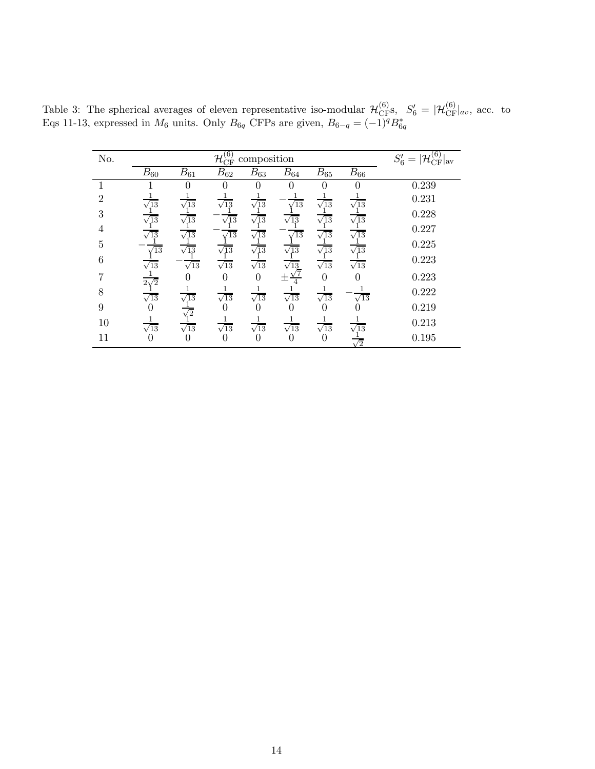Table 3: The spherical averages of eleven representative iso-modular $\mathcal{H}_{\rm CF}^{(6)}$s, $S_6' = |\mathcal{H}_{\rm CF}^{(6)}|_{av}$, acc. to Eqs 11-13, expressed in $M_6$ units. Only $B_{6q}$ CFPs are given, $B_{6-q} = (-1)^q B_{6q}^*$

| No. | $\mathcal{H}_{\rm CF}^{(6)}$ composition | | | | | | | $S_6' = \|\mathcal{H}_{\rm CF}^{(6)}\|_{\rm av}$ |
|---|---|---|---|---|---|---|---|---|
| | $B_{60}$ | $B_{61}$ | $B_{62}$ | $B_{63}$ | $B_{64}$ | $B_{65}$ | $B_{66}$ | |
| 1 | 1 | 0 | 0 | 0 | 0 | 0 | 0 | 0.239 |
| 2 | $\frac{1}{\sqrt{13}}$ | $\frac{1}{\sqrt{13}}$ | $\frac{1}{\sqrt{13}}$ | $\frac{1}{\sqrt{13}}$ | $-\frac{1}{\sqrt{13}}$ | $\frac{1}{\sqrt{13}}$ | $\frac{1}{\sqrt{13}}$ | 0.231 |
| 3 | $\frac{1}{\sqrt{13}}$ | $\frac{1}{\sqrt{13}}$ | $-\frac{1}{\sqrt{13}}$ | $\frac{1}{\sqrt{13}}$ | $\frac{1}{\sqrt{13}}$ | $\frac{1}{\sqrt{13}}$ | $\frac{1}{\sqrt{13}}$ | 0.228 |
| 4 | $\frac{1}{\sqrt{13}}$ | $\frac{1}{\sqrt{13}}$ | $-\frac{1}{\sqrt{13}}$ | $\frac{1}{\sqrt{13}}$ | $-\frac{1}{\sqrt{13}}$ | $\frac{1}{\sqrt{13}}$ | $\frac{1}{\sqrt{13}}$ | 0.227 |
| 5 | $-\frac{1}{\sqrt{13}}$ | $\frac{1}{\sqrt{13}}$ | $\frac{1}{\sqrt{13}}$ | $\frac{1}{\sqrt{13}}$ | $\frac{1}{\sqrt{13}}$ | $\frac{1}{\sqrt{13}}$ | $\frac{1}{\sqrt{13}}$ | 0.225 |
| 6 | $\frac{1}{\sqrt{13}}$ | $-\frac{1}{\sqrt{13}}$ | $\frac{1}{\sqrt{13}}$ | $\frac{1}{\sqrt{13}}$ | $\frac{1}{\sqrt{13}}$ | $\frac{1}{\sqrt{13}}$ | $\frac{1}{\sqrt{13}}$ | 0.223 |
| 7 | $\frac{1}{2\sqrt{2}}$ | 0 | 0 | 0 | $\pm\frac{\sqrt{7}}{4}$ | 0 | 0 | 0.223 |
| 8 | $\frac{1}{\sqrt{13}}$ | $\frac{1}{\sqrt{13}}$ | $\frac{1}{\sqrt{13}}$ | $\frac{1}{\sqrt{13}}$ | $\frac{1}{\sqrt{13}}$ | $\frac{1}{\sqrt{13}}$ | $-\frac{1}{\sqrt{13}}$ | 0.222 |
| 9 | 0 | $\frac{1}{\sqrt{2}}$ | 0 | 0 | 0 | 0 | 0 | 0.219 |
| 10 | $\frac{1}{\sqrt{13}}$ | $\frac{1}{\sqrt{13}}$ | $\frac{1}{\sqrt{13}}$ | $\frac{1}{\sqrt{13}}$ | $\frac{1}{\sqrt{13}}$ | $\frac{1}{\sqrt{13}}$ | $\frac{1}{\sqrt{13}}$ | 0.213 |
| 11 | 0 | 0 | 0 | 0 | 0 | 0 | $\frac{1}{\sqrt{2}}$ | 0.195 |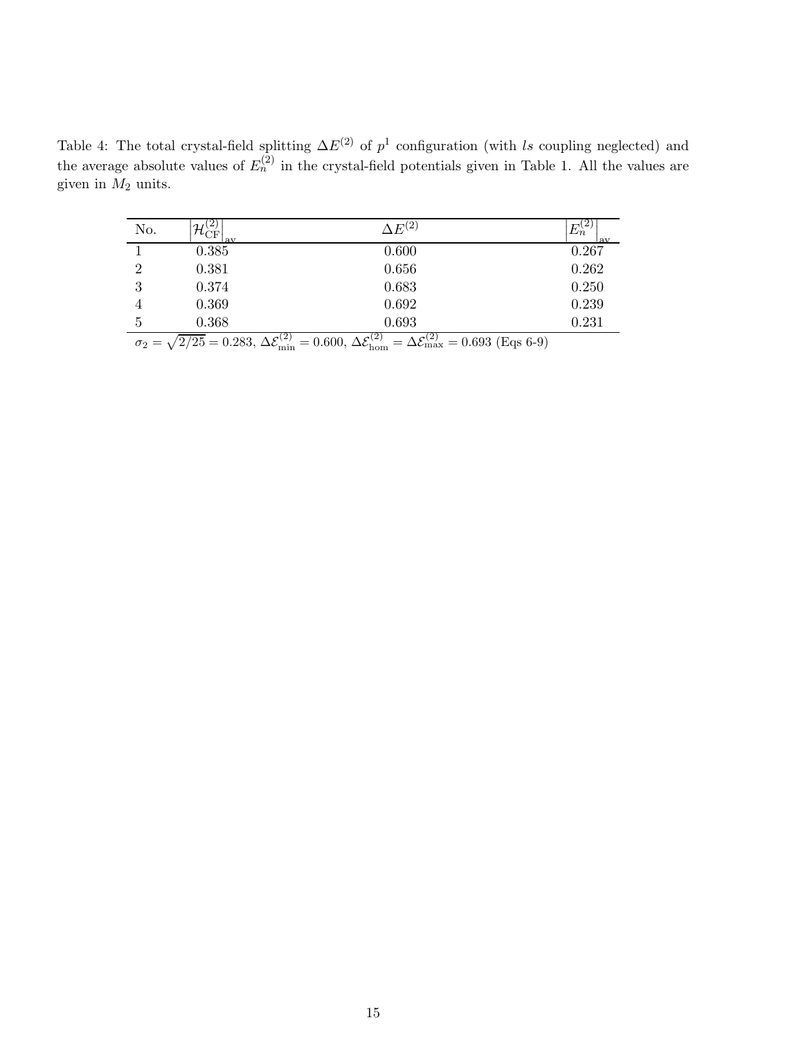Table 4: The total crystal-field splitting $\Delta E^{(2)}$ of $p^1$ configuration (with $ls$ coupling neglected) and the average absolute values of $E_n^{(2)}$ in the crystal-field potentials given in Table 1. All the values are given in $M_2$ units.

| No. | $\left\|\mathcal{H}_{\mathrm{CF}}^{(2)}\right\|_{\mathrm{av}}$ | $\Delta E^{(2)}$ | $\left\|E_n^{(2)}\right\|_{\mathrm{av}}$ |
|---|---|---|---|
| 1 | 0.385 | 0.600 | 0.267 |
| 2 | 0.381 | 0.656 | 0.262 |
| 3 | 0.374 | 0.683 | 0.250 |
| 4 | 0.369 | 0.692 | 0.239 |
| 5 | 0.368 | 0.693 | 0.231 |

$\sigma_2 = \sqrt{2/25} = 0.283$, $\Delta\mathcal{E}_{\mathrm{min}}^{(2)} = 0.600$, $\Delta\mathcal{E}_{\mathrm{hom}}^{(2)} = \Delta\mathcal{E}_{\mathrm{max}}^{(2)} = 0.693$ (Eqs 6-9)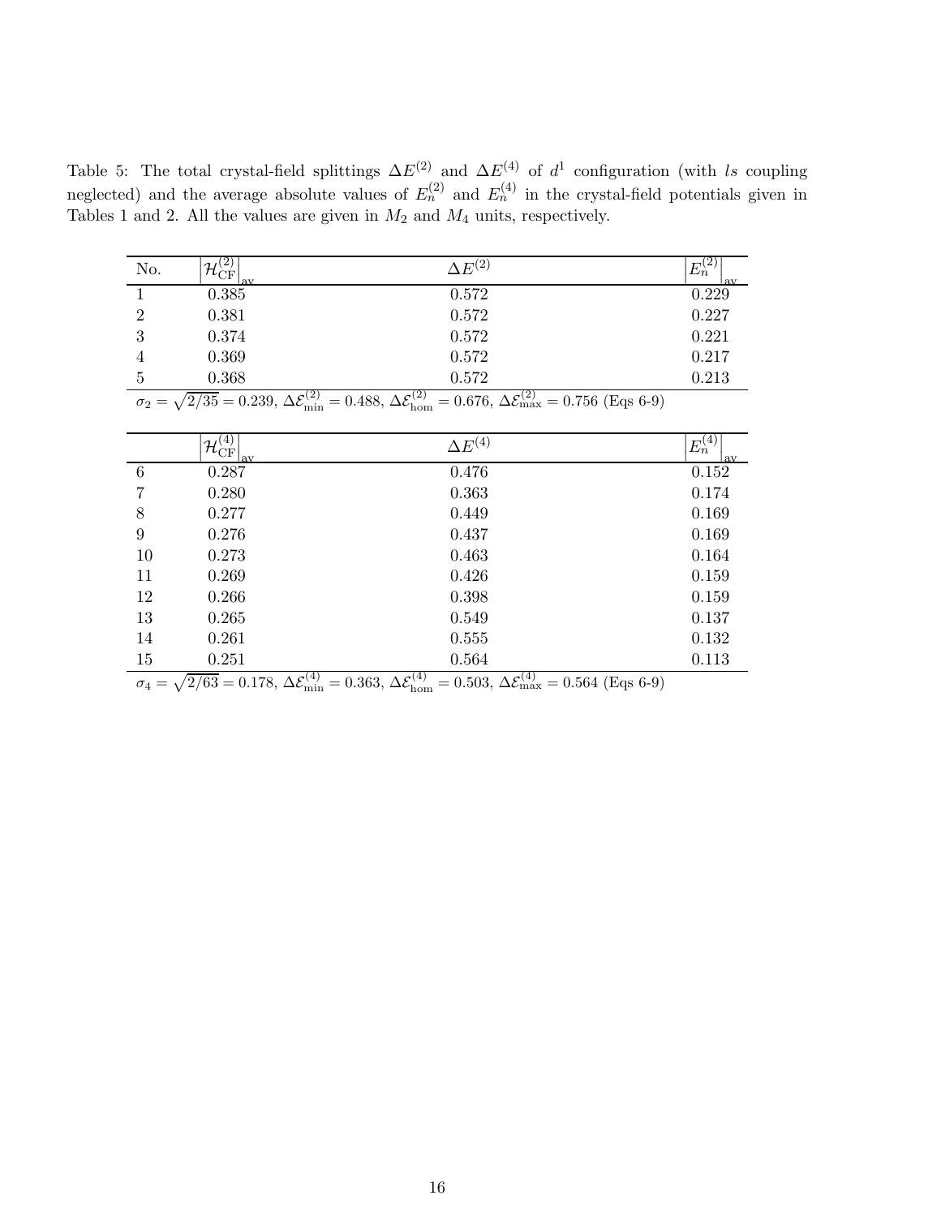Table 5: The total crystal-field splittings $\Delta E^{(2)}$ and $\Delta E^{(4)}$ of $d^1$ configuration (with $ls$ coupling neglected) and the average absolute values of $E_n^{(2)}$ and $E_n^{(4)}$ in the crystal-field potentials given in Tables 1 and 2. All the values are given in $M_2$ and $M_4$ units, respectively.

| No. | $\left\|\mathcal{H}_{\rm CF}^{(2)}\right\|_{\rm av}$ | $\Delta E^{(2)}$ | $\left\|E_n^{(2)}\right\|_{\rm av}$ |
|---|---|---|---|
| 1 | 0.385 | 0.572 | 0.229 |
| 2 | 0.381 | 0.572 | 0.227 |
| 3 | 0.374 | 0.572 | 0.221 |
| 4 | 0.369 | 0.572 | 0.217 |
| 5 | 0.368 | 0.572 | 0.213 |

$\sigma_2 = \sqrt{2/35} = 0.239$, $\Delta\mathcal{E}_{\rm min}^{(2)} = 0.488$, $\Delta\mathcal{E}_{\rm hom}^{(2)} = 0.676$, $\Delta\mathcal{E}_{\rm max}^{(2)} = 0.756$ (Eqs 6-9)

| | $\left\|\mathcal{H}_{\rm CF}^{(4)}\right\|_{\rm av}$ | $\Delta E^{(4)}$ | $\left\|E_n^{(4)}\right\|_{\rm av}$ |
|---|---|---|---|
| 6 | 0.287 | 0.476 | 0.152 |
| 7 | 0.280 | 0.363 | 0.174 |
| 8 | 0.277 | 0.449 | 0.169 |
| 9 | 0.276 | 0.437 | 0.169 |
| 10 | 0.273 | 0.463 | 0.164 |
| 11 | 0.269 | 0.426 | 0.159 |
| 12 | 0.266 | 0.398 | 0.159 |
| 13 | 0.265 | 0.549 | 0.137 |
| 14 | 0.261 | 0.555 | 0.132 |
| 15 | 0.251 | 0.564 | 0.113 |

$\sigma_4 = \sqrt{2/63} = 0.178$, $\Delta\mathcal{E}_{\rm min}^{(4)} = 0.363$, $\Delta\mathcal{E}_{\rm hom}^{(4)} = 0.503$, $\Delta\mathcal{E}_{\rm max}^{(4)} = 0.564$ (Eqs 6-9)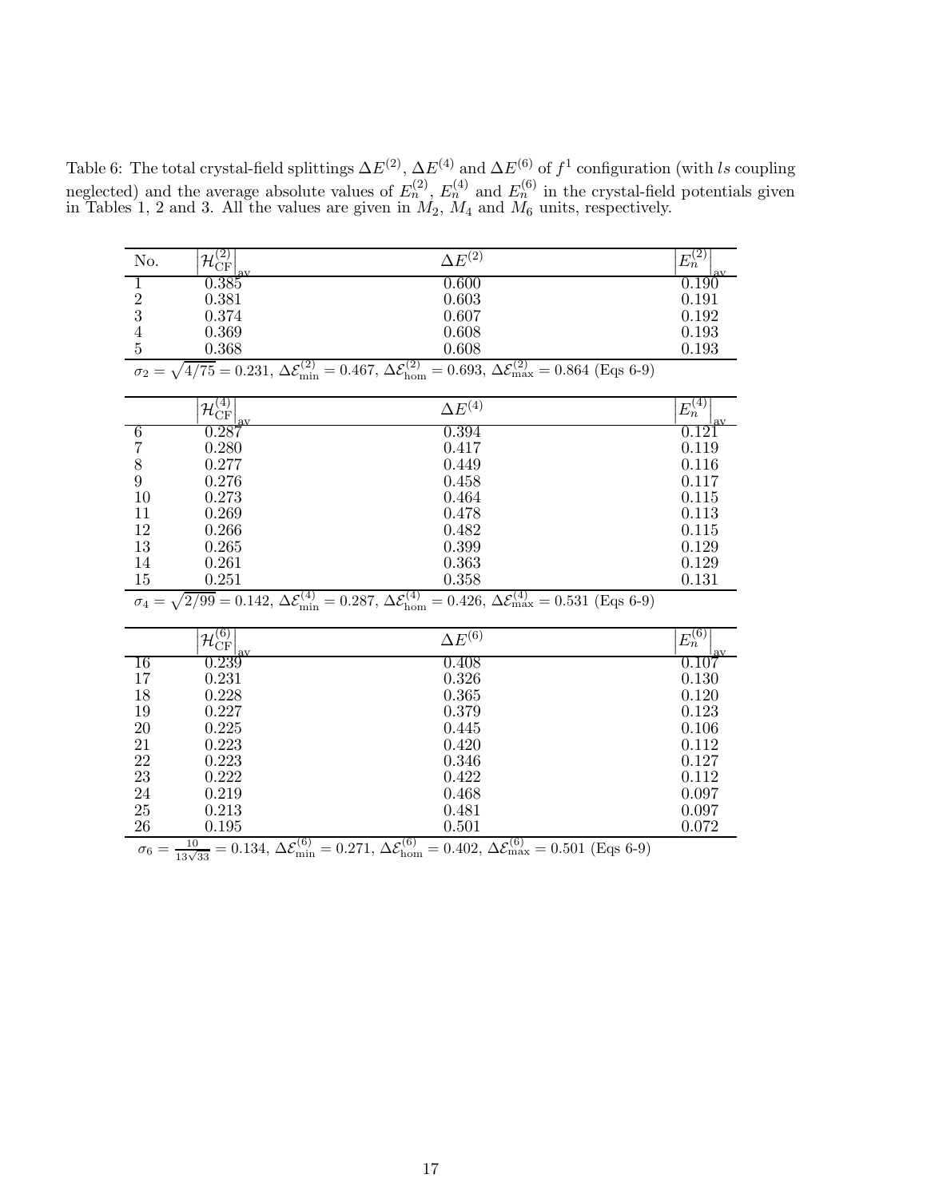Table 6: The total crystal-field splittings $\Delta E^{(2)}$, $\Delta E^{(4)}$ and $\Delta E^{(6)}$ of $f^1$ configuration (with $ls$ coupling neglected) and the average absolute values of $E_n^{(2)}$, $E_n^{(4)}$ and $E_n^{(6)}$ in the crystal-field potentials given in Tables 1, 2 and 3. All the values are given in $M_2$, $M_4$ and $M_6$ units, respectively.

| No. | $\left\|\mathcal{H}_{\mathrm{CF}}^{(2)}\right\|_{\mathrm{av}}$ | $\Delta E^{(2)}$ | $\left\|E_n^{(2)}\right\|_{\mathrm{av}}$ |
|---|---|---|---|
| 1 | 0.385 | 0.600 | 0.190 |
| 2 | 0.381 | 0.603 | 0.191 |
| 3 | 0.374 | 0.607 | 0.192 |
| 4 | 0.369 | 0.608 | 0.193 |
| 5 | 0.368 | 0.608 | 0.193 |
| $\sigma_2 = \sqrt{4/75} = 0.231$, $\Delta\mathcal{E}_{\mathrm{min}}^{(2)} = 0.467$, $\Delta\mathcal{E}_{\mathrm{hom}}^{(2)} = 0.693$, $\Delta\mathcal{E}_{\mathrm{max}}^{(2)} = 0.864$ (Eqs 6-9) | | | |
| | $\left\|\mathcal{H}_{\mathrm{CF}}^{(4)}\right\|_{\mathrm{av}}$ | $\Delta E^{(4)}$ | $\left\|E_n^{(4)}\right\|_{\mathrm{av}}$ |
| 6 | 0.287 | 0.394 | 0.121 |
| 7 | 0.280 | 0.417 | 0.119 |
| 8 | 0.277 | 0.449 | 0.116 |
| 9 | 0.276 | 0.458 | 0.117 |
| 10 | 0.273 | 0.464 | 0.115 |
| 11 | 0.269 | 0.478 | 0.113 |
| 12 | 0.266 | 0.482 | 0.115 |
| 13 | 0.265 | 0.399 | 0.129 |
| 14 | 0.261 | 0.363 | 0.129 |
| 15 | 0.251 | 0.358 | 0.131 |
| $\sigma_4 = \sqrt{2/99} = 0.142$, $\Delta\mathcal{E}_{\mathrm{min}}^{(4)} = 0.287$, $\Delta\mathcal{E}_{\mathrm{hom}}^{(4)} = 0.426$, $\Delta\mathcal{E}_{\mathrm{max}}^{(4)} = 0.531$ (Eqs 6-9) | | | |
| | $\left\|\mathcal{H}_{\mathrm{CF}}^{(6)}\right\|_{\mathrm{av}}$ | $\Delta E^{(6)}$ | $\left\|E_n^{(6)}\right\|_{\mathrm{av}}$ |
| 16 | 0.239 | 0.408 | 0.107 |
| 17 | 0.231 | 0.326 | 0.130 |
| 18 | 0.228 | 0.365 | 0.120 |
| 19 | 0.227 | 0.379 | 0.123 |
| 20 | 0.225 | 0.445 | 0.106 |
| 21 | 0.223 | 0.420 | 0.112 |
| 22 | 0.223 | 0.346 | 0.127 |
| 23 | 0.222 | 0.422 | 0.112 |
| 24 | 0.219 | 0.468 | 0.097 |
| 25 | 0.213 | 0.481 | 0.097 |
| 26 | 0.195 | 0.501 | 0.072 |
| $\sigma_6 = \frac{10}{13\sqrt{33}} = 0.134$, $\Delta\mathcal{E}_{\mathrm{min}}^{(6)} = 0.271$, $\Delta\mathcal{E}_{\mathrm{hom}}^{(6)} = 0.402$, $\Delta\mathcal{E}_{\mathrm{max}}^{(6)} = 0.501$ (Eqs 6-9) | | | |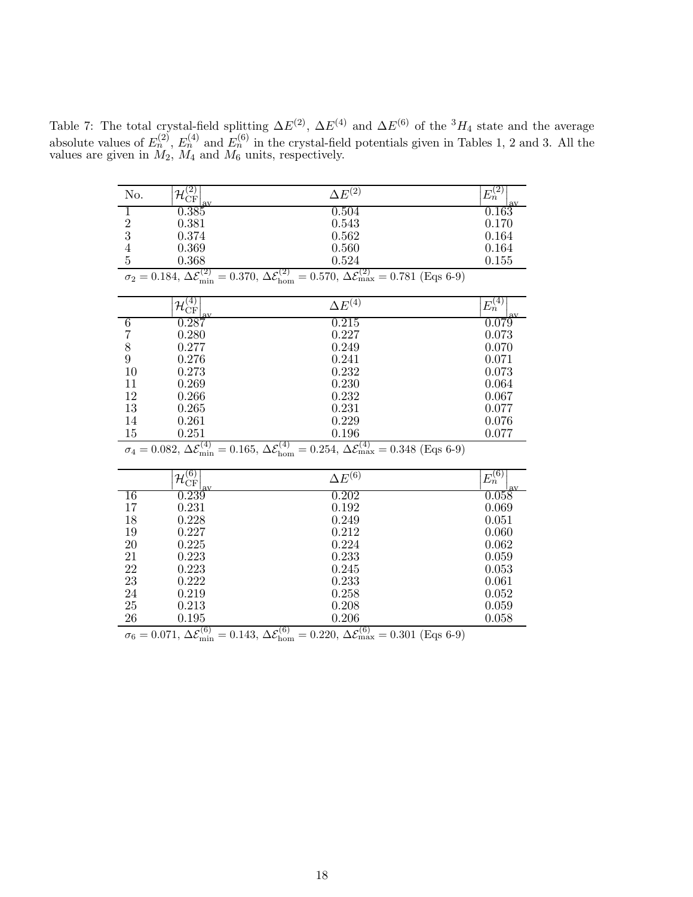Table 7: The total crystal-field splitting $\Delta E^{(2)}$, $\Delta E^{(4)}$ and $\Delta E^{(6)}$ of the $^3H_4$ state and the average absolute values of $E_n^{(2)}$, $E_n^{(4)}$ and $E_n^{(6)}$ in the crystal-field potentials given in Tables 1, 2 and 3. All the values are given in $M_2$, $M_4$ and $M_6$ units, respectively.

| No. | $\left\|\mathcal{H}_{\mathrm{CF}}^{(2)}\right\|_{\mathrm{av}}$ | $\Delta E^{(2)}$ | $\left\|E_n^{(2)}\right\|_{\mathrm{av}}$ |
|---|---|---|---|
| 1 | 0.385 | 0.504 | 0.163 |
| 2 | 0.381 | 0.543 | 0.170 |
| 3 | 0.374 | 0.562 | 0.164 |
| 4 | 0.369 | 0.560 | 0.164 |
| 5 | 0.368 | 0.524 | 0.155 |

$\sigma_2 = 0.184$, $\Delta\mathcal{E}_{\mathrm{min}}^{(2)} = 0.370$, $\Delta\mathcal{E}_{\mathrm{hom}}^{(2)} = 0.570$, $\Delta\mathcal{E}_{\mathrm{max}}^{(2)} = 0.781$ (Eqs 6-9)

| | $\left\|\mathcal{H}_{\mathrm{CF}}^{(4)}\right\|_{\mathrm{av}}$ | $\Delta E^{(4)}$ | $\left\|E_n^{(4)}\right\|_{\mathrm{av}}$ |
|---|---|---|---|
| 6 | 0.287 | 0.215 | 0.079 |
| 7 | 0.280 | 0.227 | 0.073 |
| 8 | 0.277 | 0.249 | 0.070 |
| 9 | 0.276 | 0.241 | 0.071 |
| 10 | 0.273 | 0.232 | 0.073 |
| 11 | 0.269 | 0.230 | 0.064 |
| 12 | 0.266 | 0.232 | 0.067 |
| 13 | 0.265 | 0.231 | 0.077 |
| 14 | 0.261 | 0.229 | 0.076 |
| 15 | 0.251 | 0.196 | 0.077 |

$\sigma_4 = 0.082$, $\Delta\mathcal{E}_{\mathrm{min}}^{(4)} = 0.165$, $\Delta\mathcal{E}_{\mathrm{hom}}^{(4)} = 0.254$, $\Delta\mathcal{E}_{\mathrm{max}}^{(4)} = 0.348$ (Eqs 6-9)

| | $\left\|\mathcal{H}_{\mathrm{CF}}^{(6)}\right\|_{\mathrm{av}}$ | $\Delta E^{(6)}$ | $\left\|E_n^{(6)}\right\|_{\mathrm{av}}$ |
|---|---|---|---|
| 16 | 0.239 | 0.202 | 0.058 |
| 17 | 0.231 | 0.192 | 0.069 |
| 18 | 0.228 | 0.249 | 0.051 |
| 19 | 0.227 | 0.212 | 0.060 |
| 20 | 0.225 | 0.224 | 0.062 |
| 21 | 0.223 | 0.233 | 0.059 |
| 22 | 0.223 | 0.245 | 0.053 |
| 23 | 0.222 | 0.233 | 0.061 |
| 24 | 0.219 | 0.258 | 0.052 |
| 25 | 0.213 | 0.208 | 0.059 |
| 26 | 0.195 | 0.206 | 0.058 |

$\sigma_6 = 0.071$, $\Delta\mathcal{E}_{\mathrm{min}}^{(6)} = 0.143$, $\Delta\mathcal{E}_{\mathrm{hom}}^{(6)} = 0.220$, $\Delta\mathcal{E}_{\mathrm{max}}^{(6)} = 0.301$ (Eqs 6-9)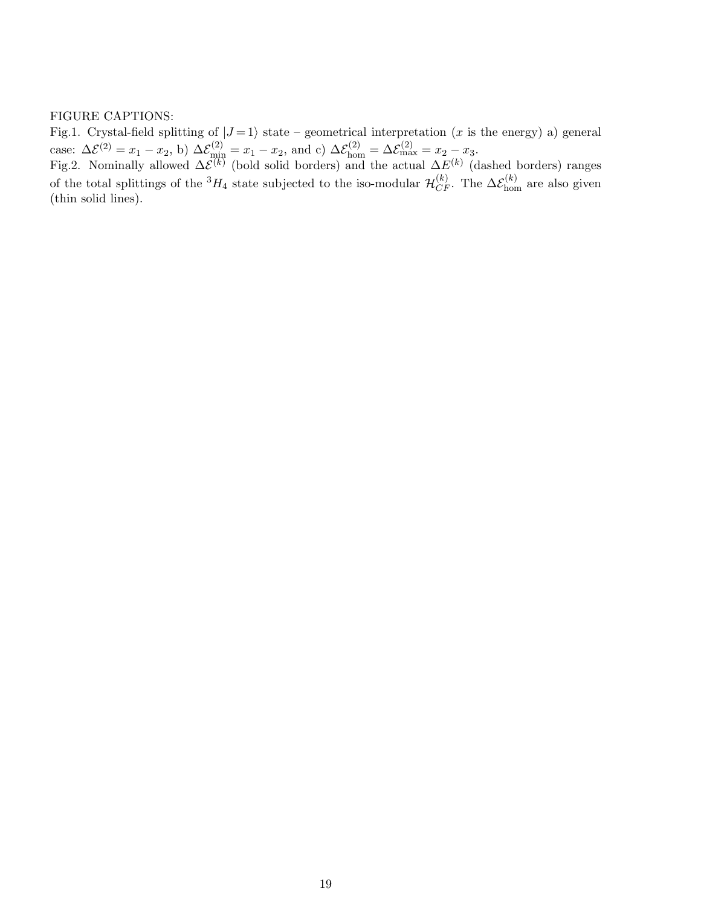FIGURE CAPTIONS:

Fig.1. Crystal-field splitting of $|J=1\rangle$ state – geometrical interpretation ($x$ is the energy) a) general case: $\Delta\mathcal{E}^{(2)} = x_1 - x_2$, b) $\Delta\mathcal{E}^{(2)}_{\min} = x_1 - x_2$, and c) $\Delta\mathcal{E}^{(2)}_{\text{hom}} = \Delta\mathcal{E}^{(2)}_{\max} = x_2 - x_3$.

Fig.2. Nominally allowed $\Delta\mathcal{E}^{(k)}$ (bold solid borders) and the actual $\Delta E^{(k)}$ (dashed borders) ranges of the total splittings of the $^3H_4$ state subjected to the iso-modular $\mathcal{H}^{(k)}_{CF}$. The $\Delta\mathcal{E}^{(k)}_{\text{hom}}$ are also given (thin solid lines).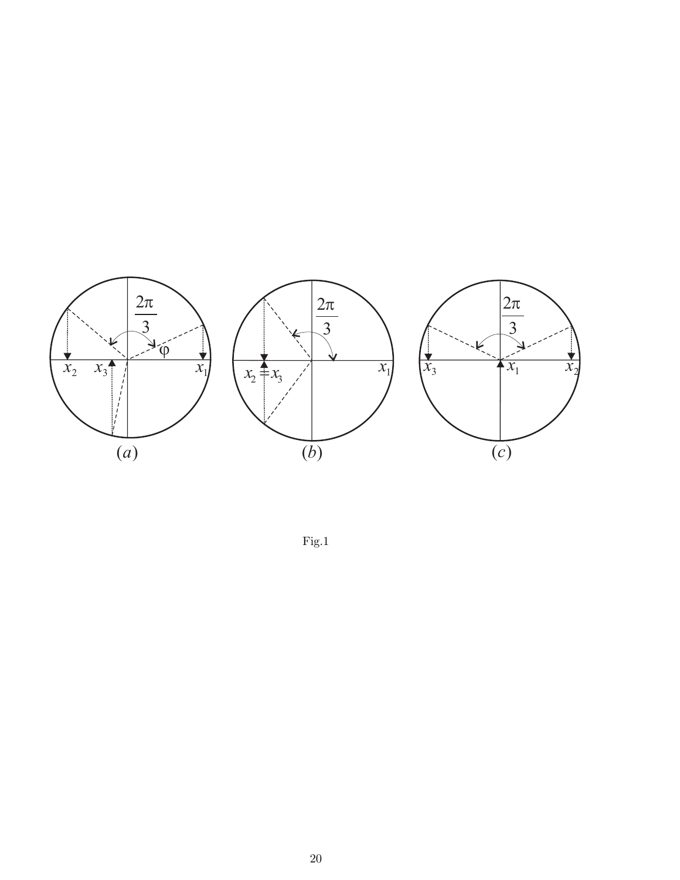Fig.1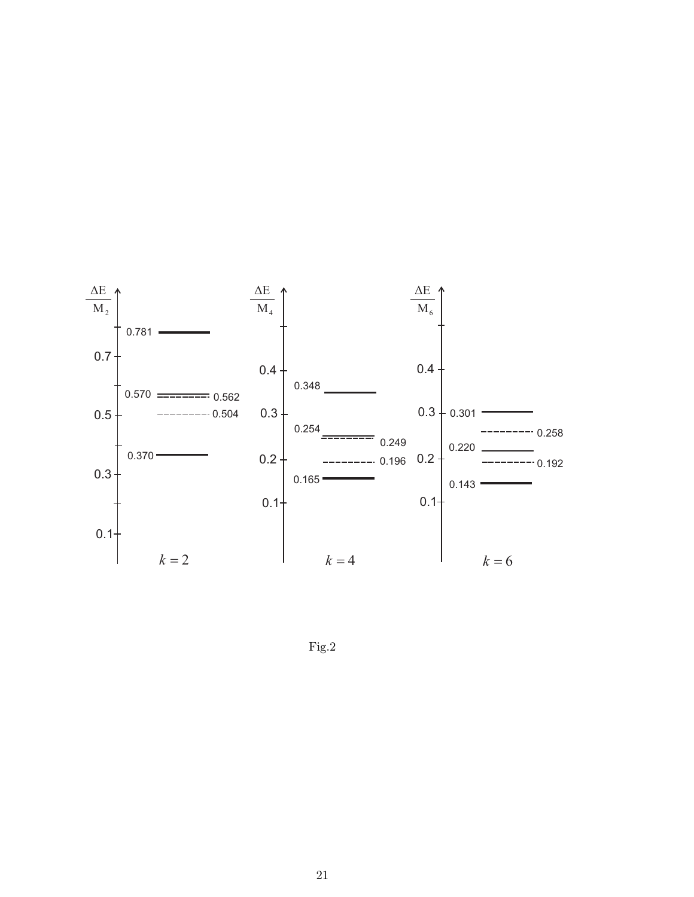$\frac{\Delta E}{M_2}$

0.781

0.7

0.570

0.562

0.5

0.504

0.370

0.3

0.1

$k = 2$

$\frac{\Delta E}{M_4}$

0.4

0.348

0.3

0.254

0.249

0.2

0.196

0.165

0.1

$k = 4$

$\frac{\Delta E}{M_6}$

0.4

0.3

0.301

0.258

0.220

0.2

0.192

0.143

0.1

$k = 6$

Fig.2